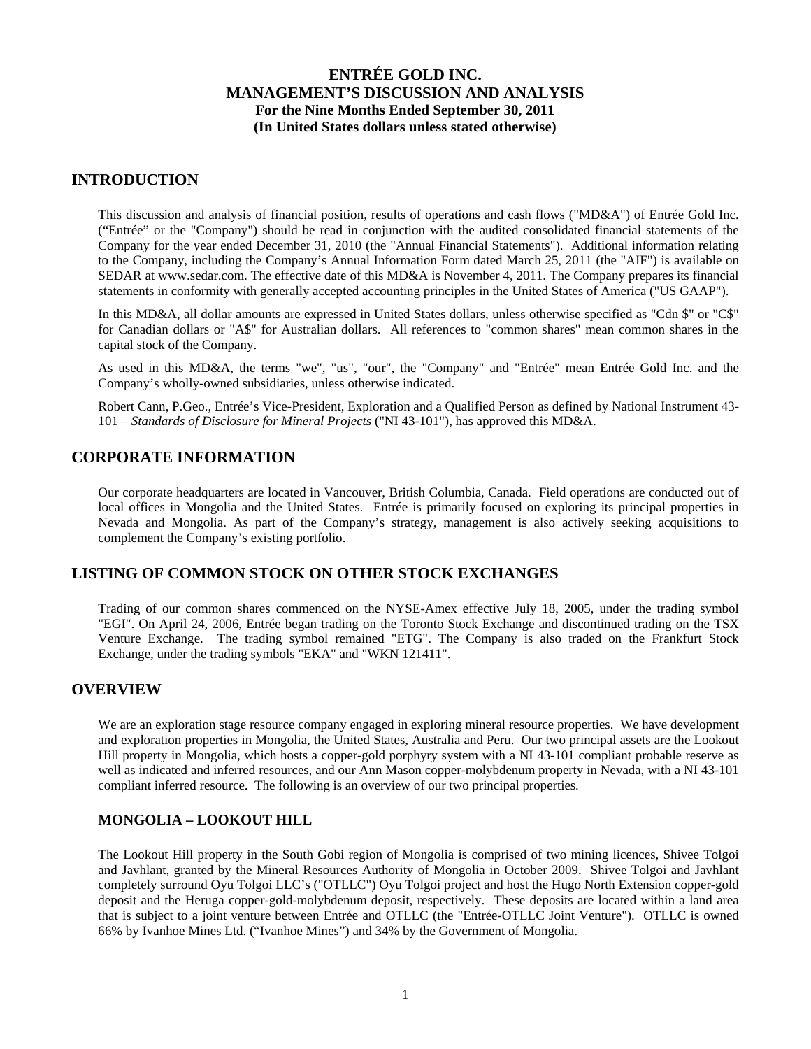# ENTRÉE GOLD INC.
# MANAGEMENT'S DISCUSSION AND ANALYSIS
### For the Nine Months Ended September 30, 2011
### (In United States dollars unless stated otherwise)

## INTRODUCTION

This discussion and analysis of financial position, results of operations and cash flows ("MD&A") of Entrée Gold Inc. ("Entrée" or the "Company") should be read in conjunction with the audited consolidated financial statements of the Company for the year ended December 31, 2010 (the "Annual Financial Statements"). Additional information relating to the Company, including the Company's Annual Information Form dated March 25, 2011 (the "AIF") is available on SEDAR at www.sedar.com. The effective date of this MD&A is November 4, 2011. The Company prepares its financial statements in conformity with generally accepted accounting principles in the United States of America ("US GAAP").

In this MD&A, all dollar amounts are expressed in United States dollars, unless otherwise specified as "Cdn $" or "C$" for Canadian dollars or "A$" for Australian dollars. All references to "common shares" mean common shares in the capital stock of the Company.

As used in this MD&A, the terms "we", "us", "our", the "Company" and "Entrée" mean Entrée Gold Inc. and the Company's wholly-owned subsidiaries, unless otherwise indicated.

Robert Cann, P.Geo., Entrée's Vice-President, Exploration and a Qualified Person as defined by National Instrument 43-101 – *Standards of Disclosure for Mineral Projects* ("NI 43-101"), has approved this MD&A.

## CORPORATE INFORMATION

Our corporate headquarters are located in Vancouver, British Columbia, Canada. Field operations are conducted out of local offices in Mongolia and the United States. Entrée is primarily focused on exploring its principal properties in Nevada and Mongolia. As part of the Company's strategy, management is also actively seeking acquisitions to complement the Company's existing portfolio.

## LISTING OF COMMON STOCK ON OTHER STOCK EXCHANGES

Trading of our common shares commenced on the NYSE-Amex effective July 18, 2005, under the trading symbol "EGI". On April 24, 2006, Entrée began trading on the Toronto Stock Exchange and discontinued trading on the TSX Venture Exchange. The trading symbol remained "ETG". The Company is also traded on the Frankfurt Stock Exchange, under the trading symbols "EKA" and "WKN 121411".

## OVERVIEW

We are an exploration stage resource company engaged in exploring mineral resource properties. We have development and exploration properties in Mongolia, the United States, Australia and Peru. Our two principal assets are the Lookout Hill property in Mongolia, which hosts a copper-gold porphyry system with a NI 43-101 compliant probable reserve as well as indicated and inferred resources, and our Ann Mason copper-molybdenum property in Nevada, with a NI 43-101 compliant inferred resource. The following is an overview of our two principal properties.

### MONGOLIA – LOOKOUT HILL

The Lookout Hill property in the South Gobi region of Mongolia is comprised of two mining licences, Shivee Tolgoi and Javhlant, granted by the Mineral Resources Authority of Mongolia in October 2009. Shivee Tolgoi and Javhlant completely surround Oyu Tolgoi LLC's ("OTLLC") Oyu Tolgoi project and host the Hugo North Extension copper-gold deposit and the Heruga copper-gold-molybdenum deposit, respectively. These deposits are located within a land area that is subject to a joint venture between Entrée and OTLLC (the "Entrée-OTLLC Joint Venture"). OTLLC is owned 66% by Ivanhoe Mines Ltd. ("Ivanhoe Mines") and 34% by the Government of Mongolia.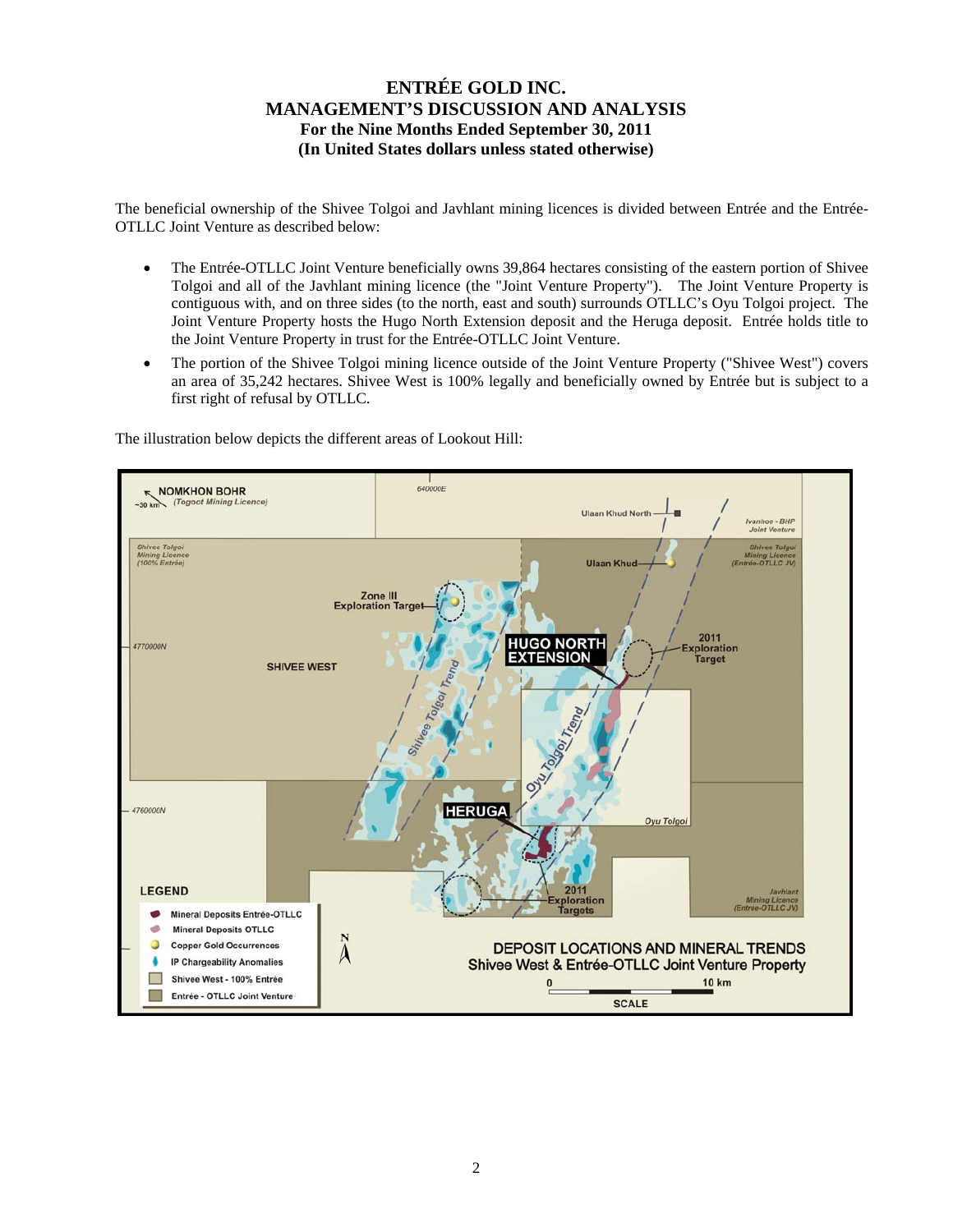The beneficial ownership of the Shivee Tolgoi and Javhlant mining licences is divided between Entrée and the Entrée-OTLLC Joint Venture as described below:

- The Entrée-OTLLC Joint Venture beneficially owns 39,864 hectares consisting of the eastern portion of Shivee Tolgoi and all of the Javhlant mining licence (the "Joint Venture Property"). The Joint Venture Property is contiguous with, and on three sides (to the north, east and south) surrounds OTLLC's Oyu Tolgoi project. The Joint Venture Property hosts the Hugo North Extension deposit and the Heruga deposit. Entrée holds title to the Joint Venture Property in trust for the Entrée-OTLLC Joint Venture.
- The portion of the Shivee Tolgoi mining licence outside of the Joint Venture Property ("Shivee West") covers an area of 35,242 hectares. Shivee West is 100% legally and beneficially owned by Entrée but is subject to a first right of refusal by OTLLC.

The illustration below depicts the different areas of Lookout Hill: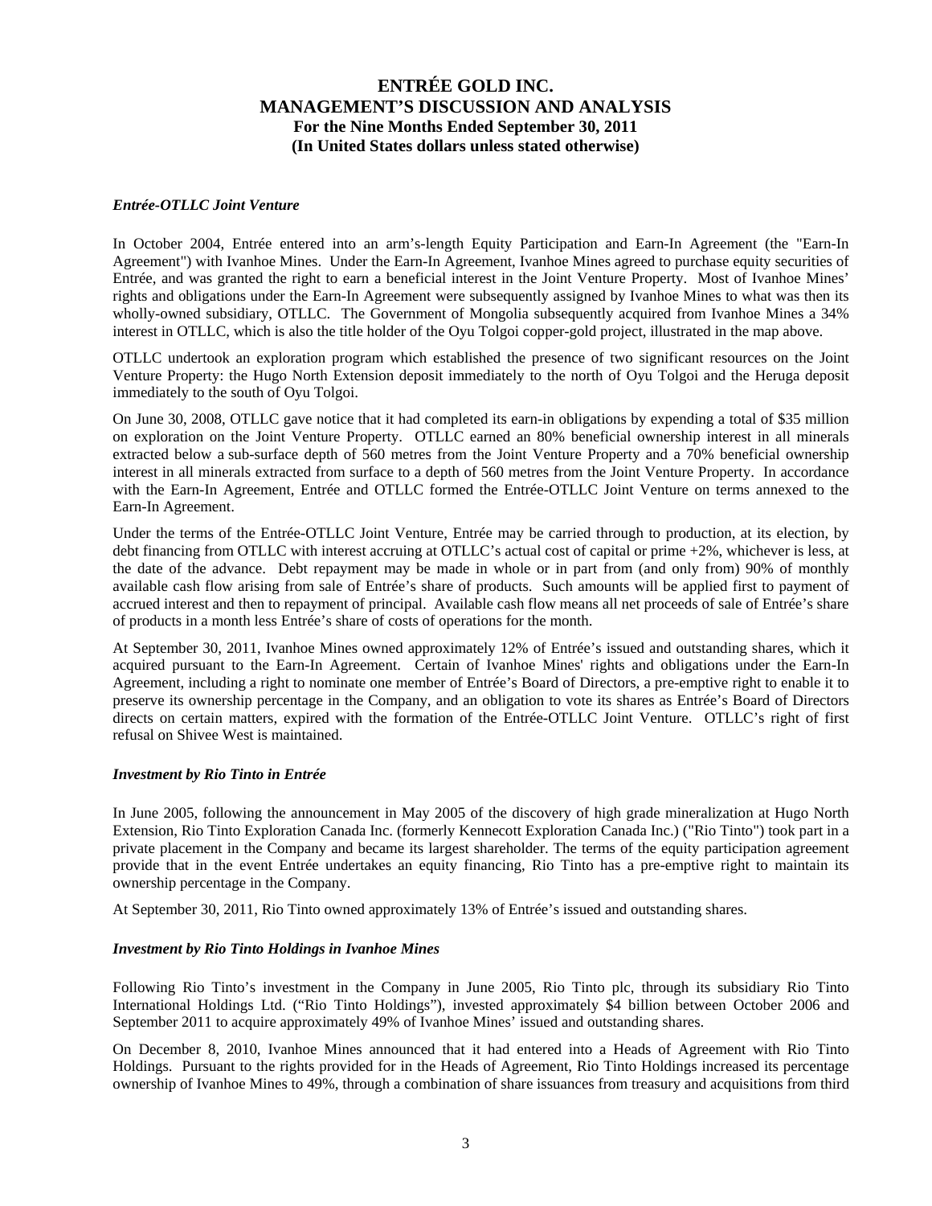### *Entrée-OTLLC Joint Venture*

In October 2004, Entrée entered into an arm's-length Equity Participation and Earn-In Agreement (the "Earn-In Agreement") with Ivanhoe Mines. Under the Earn-In Agreement, Ivanhoe Mines agreed to purchase equity securities of Entrée, and was granted the right to earn a beneficial interest in the Joint Venture Property. Most of Ivanhoe Mines' rights and obligations under the Earn-In Agreement were subsequently assigned by Ivanhoe Mines to what was then its wholly-owned subsidiary, OTLLC. The Government of Mongolia subsequently acquired from Ivanhoe Mines a 34% interest in OTLLC, which is also the title holder of the Oyu Tolgoi copper-gold project, illustrated in the map above.

OTLLC undertook an exploration program which established the presence of two significant resources on the Joint Venture Property: the Hugo North Extension deposit immediately to the north of Oyu Tolgoi and the Heruga deposit immediately to the south of Oyu Tolgoi.

On June 30, 2008, OTLLC gave notice that it had completed its earn-in obligations by expending a total of $35 million on exploration on the Joint Venture Property. OTLLC earned an 80% beneficial ownership interest in all minerals extracted below a sub-surface depth of 560 metres from the Joint Venture Property and a 70% beneficial ownership interest in all minerals extracted from surface to a depth of 560 metres from the Joint Venture Property. In accordance with the Earn-In Agreement, Entrée and OTLLC formed the Entrée-OTLLC Joint Venture on terms annexed to the Earn-In Agreement.

Under the terms of the Entrée-OTLLC Joint Venture, Entrée may be carried through to production, at its election, by debt financing from OTLLC with interest accruing at OTLLC's actual cost of capital or prime +2%, whichever is less, at the date of the advance. Debt repayment may be made in whole or in part from (and only from) 90% of monthly available cash flow arising from sale of Entrée's share of products. Such amounts will be applied first to payment of accrued interest and then to repayment of principal. Available cash flow means all net proceeds of sale of Entrée's share of products in a month less Entrée's share of costs of operations for the month.

At September 30, 2011, Ivanhoe Mines owned approximately 12% of Entrée's issued and outstanding shares, which it acquired pursuant to the Earn-In Agreement. Certain of Ivanhoe Mines' rights and obligations under the Earn-In Agreement, including a right to nominate one member of Entrée's Board of Directors, a pre-emptive right to enable it to preserve its ownership percentage in the Company, and an obligation to vote its shares as Entrée's Board of Directors directs on certain matters, expired with the formation of the Entrée-OTLLC Joint Venture. OTLLC's right of first refusal on Shivee West is maintained.

### *Investment by Rio Tinto in Entrée*

In June 2005, following the announcement in May 2005 of the discovery of high grade mineralization at Hugo North Extension, Rio Tinto Exploration Canada Inc. (formerly Kennecott Exploration Canada Inc.) ("Rio Tinto") took part in a private placement in the Company and became its largest shareholder. The terms of the equity participation agreement provide that in the event Entrée undertakes an equity financing, Rio Tinto has a pre-emptive right to maintain its ownership percentage in the Company.

At September 30, 2011, Rio Tinto owned approximately 13% of Entrée's issued and outstanding shares.

### *Investment by Rio Tinto Holdings in Ivanhoe Mines*

Following Rio Tinto's investment in the Company in June 2005, Rio Tinto plc, through its subsidiary Rio Tinto International Holdings Ltd. ("Rio Tinto Holdings"), invested approximately $4 billion between October 2006 and September 2011 to acquire approximately 49% of Ivanhoe Mines' issued and outstanding shares.

On December 8, 2010, Ivanhoe Mines announced that it had entered into a Heads of Agreement with Rio Tinto Holdings. Pursuant to the rights provided for in the Heads of Agreement, Rio Tinto Holdings increased its percentage ownership of Ivanhoe Mines to 49%, through a combination of share issuances from treasury and acquisitions from third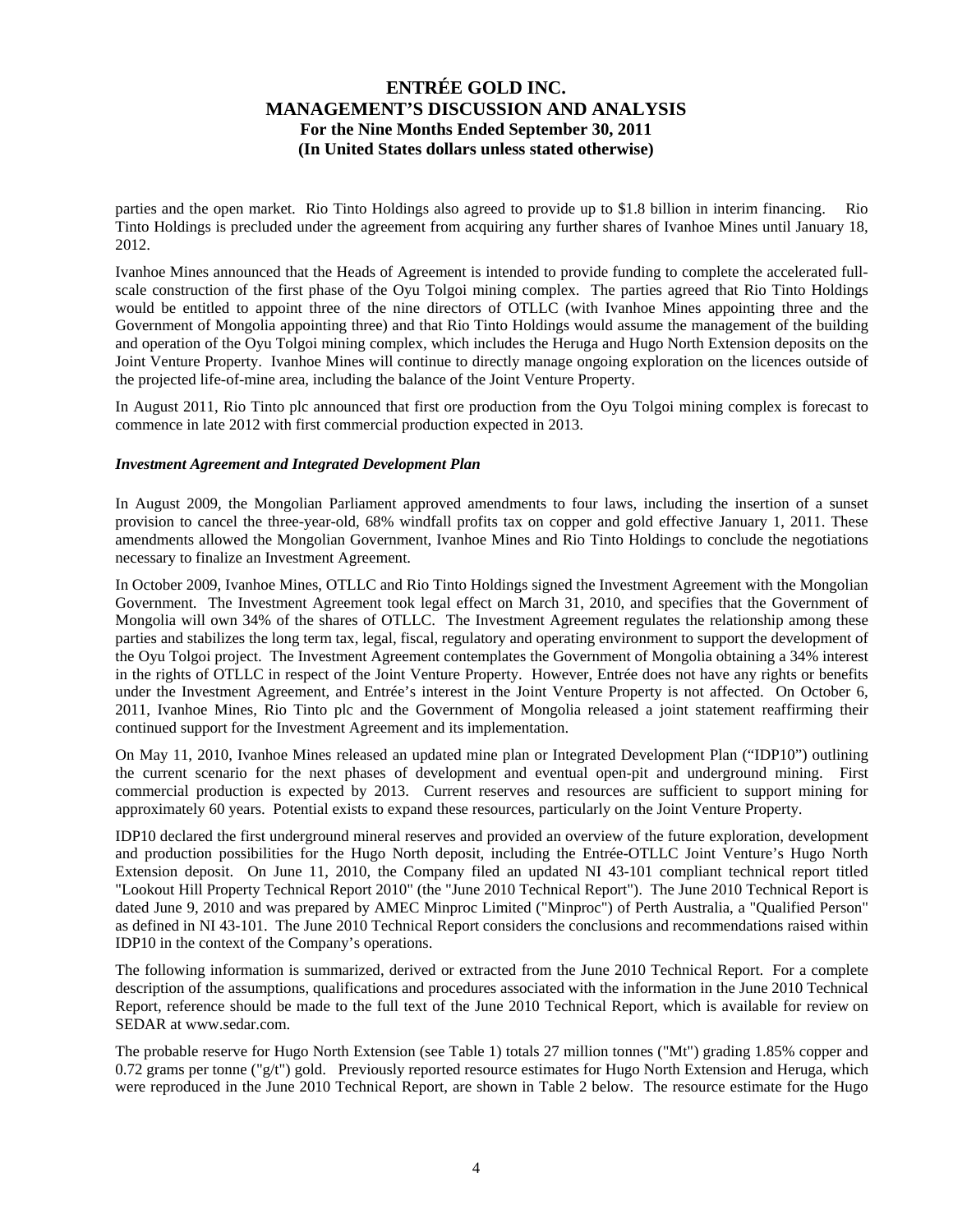parties and the open market. Rio Tinto Holdings also agreed to provide up to $1.8 billion in interim financing. Rio Tinto Holdings is precluded under the agreement from acquiring any further shares of Ivanhoe Mines until January 18, 2012.

Ivanhoe Mines announced that the Heads of Agreement is intended to provide funding to complete the accelerated full-scale construction of the first phase of the Oyu Tolgoi mining complex. The parties agreed that Rio Tinto Holdings would be entitled to appoint three of the nine directors of OTLLC (with Ivanhoe Mines appointing three and the Government of Mongolia appointing three) and that Rio Tinto Holdings would assume the management of the building and operation of the Oyu Tolgoi mining complex, which includes the Heruga and Hugo North Extension deposits on the Joint Venture Property. Ivanhoe Mines will continue to directly manage ongoing exploration on the licences outside of the projected life-of-mine area, including the balance of the Joint Venture Property.

In August 2011, Rio Tinto plc announced that first ore production from the Oyu Tolgoi mining complex is forecast to commence in late 2012 with first commercial production expected in 2013.

### *Investment Agreement and Integrated Development Plan*

In August 2009, the Mongolian Parliament approved amendments to four laws, including the insertion of a sunset provision to cancel the three-year-old, 68% windfall profits tax on copper and gold effective January 1, 2011. These amendments allowed the Mongolian Government, Ivanhoe Mines and Rio Tinto Holdings to conclude the negotiations necessary to finalize an Investment Agreement.

In October 2009, Ivanhoe Mines, OTLLC and Rio Tinto Holdings signed the Investment Agreement with the Mongolian Government. The Investment Agreement took legal effect on March 31, 2010, and specifies that the Government of Mongolia will own 34% of the shares of OTLLC. The Investment Agreement regulates the relationship among these parties and stabilizes the long term tax, legal, fiscal, regulatory and operating environment to support the development of the Oyu Tolgoi project. The Investment Agreement contemplates the Government of Mongolia obtaining a 34% interest in the rights of OTLLC in respect of the Joint Venture Property. However, Entrée does not have any rights or benefits under the Investment Agreement, and Entrée's interest in the Joint Venture Property is not affected. On October 6, 2011, Ivanhoe Mines, Rio Tinto plc and the Government of Mongolia released a joint statement reaffirming their continued support for the Investment Agreement and its implementation.

On May 11, 2010, Ivanhoe Mines released an updated mine plan or Integrated Development Plan ("IDP10") outlining the current scenario for the next phases of development and eventual open-pit and underground mining. First commercial production is expected by 2013. Current reserves and resources are sufficient to support mining for approximately 60 years. Potential exists to expand these resources, particularly on the Joint Venture Property.

IDP10 declared the first underground mineral reserves and provided an overview of the future exploration, development and production possibilities for the Hugo North deposit, including the Entrée-OTLLC Joint Venture's Hugo North Extension deposit. On June 11, 2010, the Company filed an updated NI 43-101 compliant technical report titled "Lookout Hill Property Technical Report 2010" (the "June 2010 Technical Report"). The June 2010 Technical Report is dated June 9, 2010 and was prepared by AMEC Minproc Limited ("Minproc") of Perth Australia, a "Qualified Person" as defined in NI 43-101. The June 2010 Technical Report considers the conclusions and recommendations raised within IDP10 in the context of the Company's operations.

The following information is summarized, derived or extracted from the June 2010 Technical Report. For a complete description of the assumptions, qualifications and procedures associated with the information in the June 2010 Technical Report, reference should be made to the full text of the June 2010 Technical Report, which is available for review on SEDAR at www.sedar.com.

The probable reserve for Hugo North Extension (see Table 1) totals 27 million tonnes ("Mt") grading 1.85% copper and 0.72 grams per tonne ("g/t") gold. Previously reported resource estimates for Hugo North Extension and Heruga, which were reproduced in the June 2010 Technical Report, are shown in Table 2 below. The resource estimate for the Hugo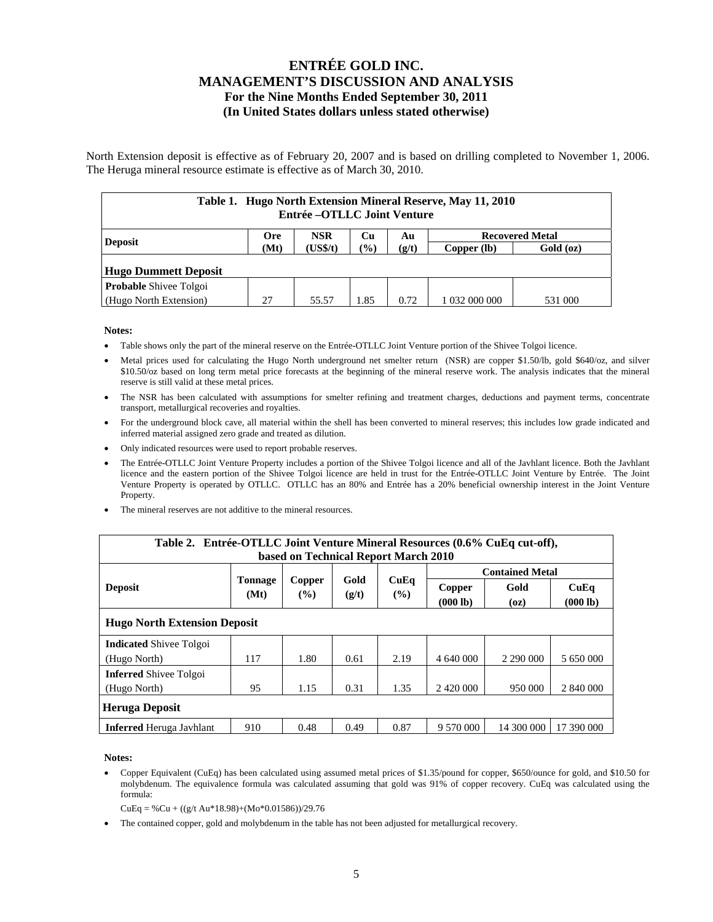North Extension deposit is effective as of February 20, 2007 and is based on drilling completed to November 1, 2006. The Heruga mineral resource estimate is effective as of March 30, 2010.

| Table 1. Hugo North Extension Mineral Reserve, May 11, 2010<br>Entrée –OTLLC Joint Venture | | | | | | |
|---|---|---|---|---|---|---|
| Deposit | Ore (Mt) | NSR (US$/t) | Cu (%) | Au (g/t) | Recovered Metal | |
| | | | | | Copper (lb) | Gold (oz) |
| **Hugo Dummett Deposit** | | | | | | |
| **Probable** Shivee Tolgoi (Hugo North Extension) | 27 | 55.57 | 1.85 | 0.72 | 1 032 000 000 | 531 000 |

**Notes:**

- Table shows only the part of the mineral reserve on the Entrée-OTLLC Joint Venture portion of the Shivee Tolgoi licence.
- Metal prices used for calculating the Hugo North underground net smelter return (NSR) are copper $1.50/lb, gold $640/oz, and silver $10.50/oz based on long term metal price forecasts at the beginning of the mineral reserve work. The analysis indicates that the mineral reserve is still valid at these metal prices.
- The NSR has been calculated with assumptions for smelter refining and treatment charges, deductions and payment terms, concentrate transport, metallurgical recoveries and royalties.
- For the underground block cave, all material within the shell has been converted to mineral reserves; this includes low grade indicated and inferred material assigned zero grade and treated as dilution.
- Only indicated resources were used to report probable reserves.
- The Entrée-OTLLC Joint Venture Property includes a portion of the Shivee Tolgoi licence and all of the Javhlant licence. Both the Javhlant licence and the eastern portion of the Shivee Tolgoi licence are held in trust for the Entrée-OTLLC Joint Venture by Entrée. The Joint Venture Property is operated by OTLLC. OTLLC has an 80% and Entrée has a 20% beneficial ownership interest in the Joint Venture Property.
- The mineral reserves are not additive to the mineral resources.

| Table 2. Entrée-OTLLC Joint Venture Mineral Resources (0.6% CuEq cut-off), based on Technical Report March 2010 | | | | | | | |
|---|---|---|---|---|---|---|---|
| Deposit | Tonnage (Mt) | Copper (%) | Gold (g/t) | CuEq (%) | Contained Metal | | |
| | | | | | Copper (000 lb) | Gold (oz) | CuEq (000 lb) |
| **Hugo North Extension Deposit** | | | | | | | |
| **Indicated** Shivee Tolgoi (Hugo North) | 117 | 1.80 | 0.61 | 2.19 | 4 640 000 | 2 290 000 | 5 650 000 |
| **Inferred** Shivee Tolgoi (Hugo North) | 95 | 1.15 | 0.31 | 1.35 | 2 420 000 | 950 000 | 2 840 000 |
| **Heruga Deposit** | | | | | | | |
| **Inferred** Heruga Javhlant | 910 | 0.48 | 0.49 | 0.87 | 9 570 000 | 14 300 000 | 17 390 000 |

**Notes:**

- Copper Equivalent (CuEq) has been calculated using assumed metal prices of $1.35/pound for copper, $650/ounce for gold, and $10.50 for molybdenum. The equivalence formula was calculated assuming that gold was 91% of copper recovery. CuEq was calculated using the formula:

  CuEq = %Cu + ((g/t Au*18.98)+(Mo*0.01586))/29.76

- The contained copper, gold and molybdenum in the table has not been adjusted for metallurgical recovery.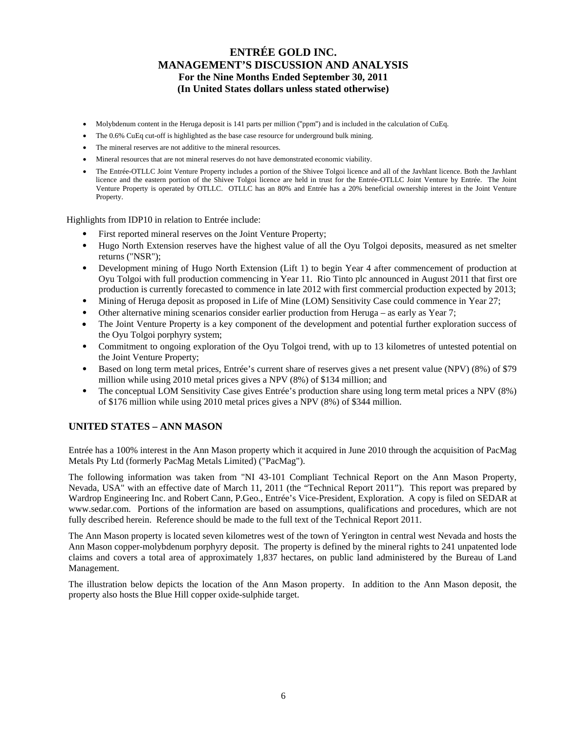- Molybdenum content in the Heruga deposit is 141 parts per million ("ppm") and is included in the calculation of CuEq.
- The 0.6% CuEq cut-off is highlighted as the base case resource for underground bulk mining.
- The mineral reserves are not additive to the mineral resources.
- Mineral resources that are not mineral reserves do not have demonstrated economic viability.
- The Entrée-OTLLC Joint Venture Property includes a portion of the Shivee Tolgoi licence and all of the Javhlant licence. Both the Javhlant licence and the eastern portion of the Shivee Tolgoi licence are held in trust for the Entrée-OTLLC Joint Venture by Entrée. The Joint Venture Property is operated by OTLLC. OTLLC has an 80% and Entrée has a 20% beneficial ownership interest in the Joint Venture Property.

Highlights from IDP10 in relation to Entrée include:

- First reported mineral reserves on the Joint Venture Property;
- Hugo North Extension reserves have the highest value of all the Oyu Tolgoi deposits, measured as net smelter returns ("NSR");
- Development mining of Hugo North Extension (Lift 1) to begin Year 4 after commencement of production at Oyu Tolgoi with full production commencing in Year 11. Rio Tinto plc announced in August 2011 that first ore production is currently forecasted to commence in late 2012 with first commercial production expected by 2013;
- Mining of Heruga deposit as proposed in Life of Mine (LOM) Sensitivity Case could commence in Year 27;
- Other alternative mining scenarios consider earlier production from Heruga – as early as Year 7;
- The Joint Venture Property is a key component of the development and potential further exploration success of the Oyu Tolgoi porphyry system;
- Commitment to ongoing exploration of the Oyu Tolgoi trend, with up to 13 kilometres of untested potential on the Joint Venture Property;
- Based on long term metal prices, Entrée's current share of reserves gives a net present value (NPV) (8%) of $79 million while using 2010 metal prices gives a NPV (8%) of $134 million; and
- The conceptual LOM Sensitivity Case gives Entrée's production share using long term metal prices a NPV (8%) of $176 million while using 2010 metal prices gives a NPV (8%) of $344 million.

## UNITED STATES – ANN MASON

Entrée has a 100% interest in the Ann Mason property which it acquired in June 2010 through the acquisition of PacMag Metals Pty Ltd (formerly PacMag Metals Limited) ("PacMag").

The following information was taken from "NI 43-101 Compliant Technical Report on the Ann Mason Property, Nevada, USA" with an effective date of March 11, 2011 (the "Technical Report 2011"). This report was prepared by Wardrop Engineering Inc. and Robert Cann, P.Geo., Entrée's Vice-President, Exploration. A copy is filed on SEDAR at www.sedar.com. Portions of the information are based on assumptions, qualifications and procedures, which are not fully described herein. Reference should be made to the full text of the Technical Report 2011.

The Ann Mason property is located seven kilometres west of the town of Yerington in central west Nevada and hosts the Ann Mason copper-molybdenum porphyry deposit. The property is defined by the mineral rights to 241 unpatented lode claims and covers a total area of approximately 1,837 hectares, on public land administered by the Bureau of Land Management.

The illustration below depicts the location of the Ann Mason property. In addition to the Ann Mason deposit, the property also hosts the Blue Hill copper oxide-sulphide target.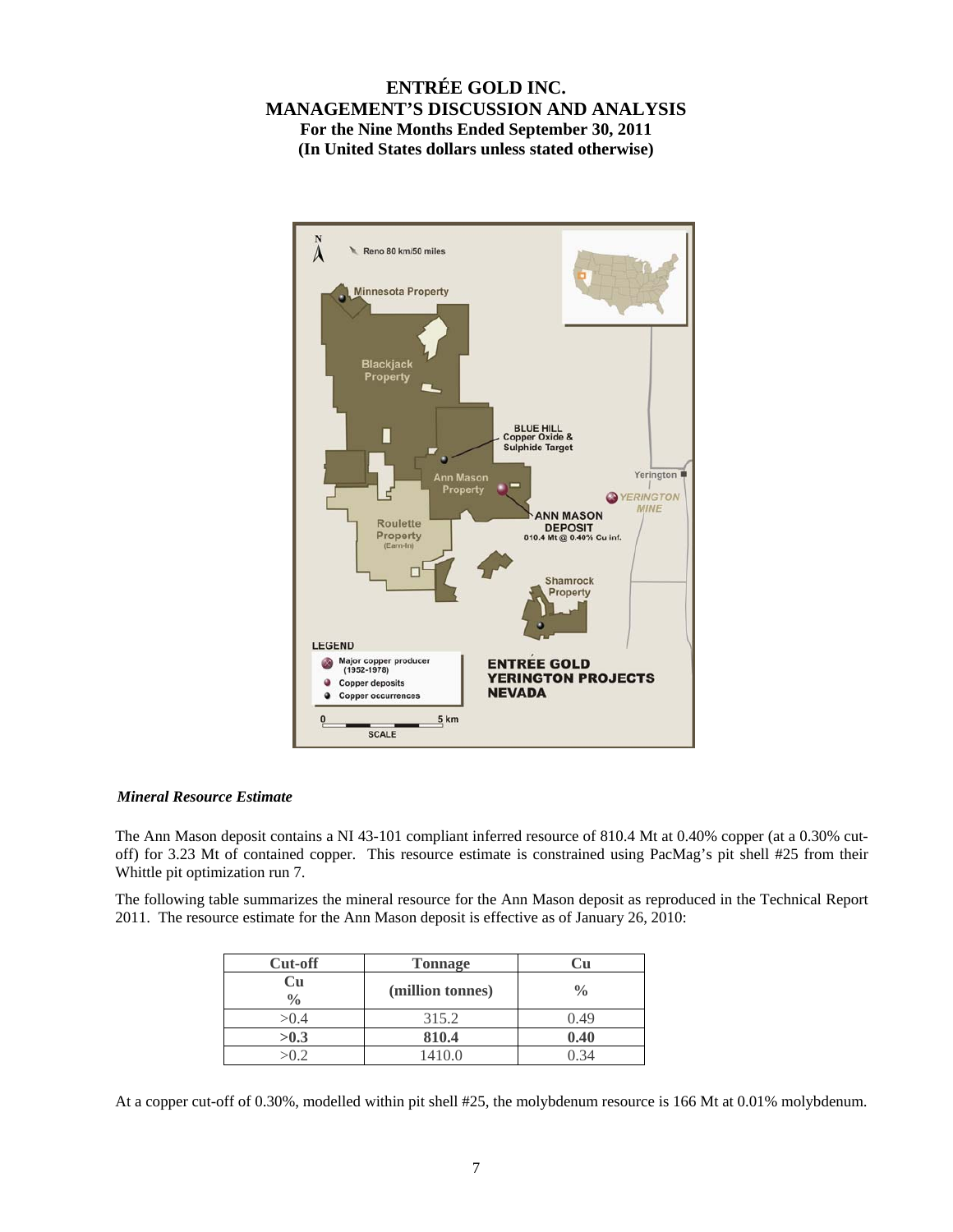### *Mineral Resource Estimate*

The Ann Mason deposit contains a NI 43-101 compliant inferred resource of 810.4 Mt at 0.40% copper (at a 0.30% cut-off) for 3.23 Mt of contained copper. This resource estimate is constrained using PacMag's pit shell #25 from their Whittle pit optimization run 7.

The following table summarizes the mineral resource for the Ann Mason deposit as reproduced in the Technical Report 2011. The resource estimate for the Ann Mason deposit is effective as of January 26, 2010:

| Cut-off | Tonnage | Cu |
|---|---|---|
| Cu % | (million tonnes) | % |
| >0.4 | 315.2 | 0.49 |
| **>0.3** | **810.4** | **0.40** |
| >0.2 | 1410.0 | 0.34 |

At a copper cut-off of 0.30%, modelled within pit shell #25, the molybdenum resource is 166 Mt at 0.01% molybdenum.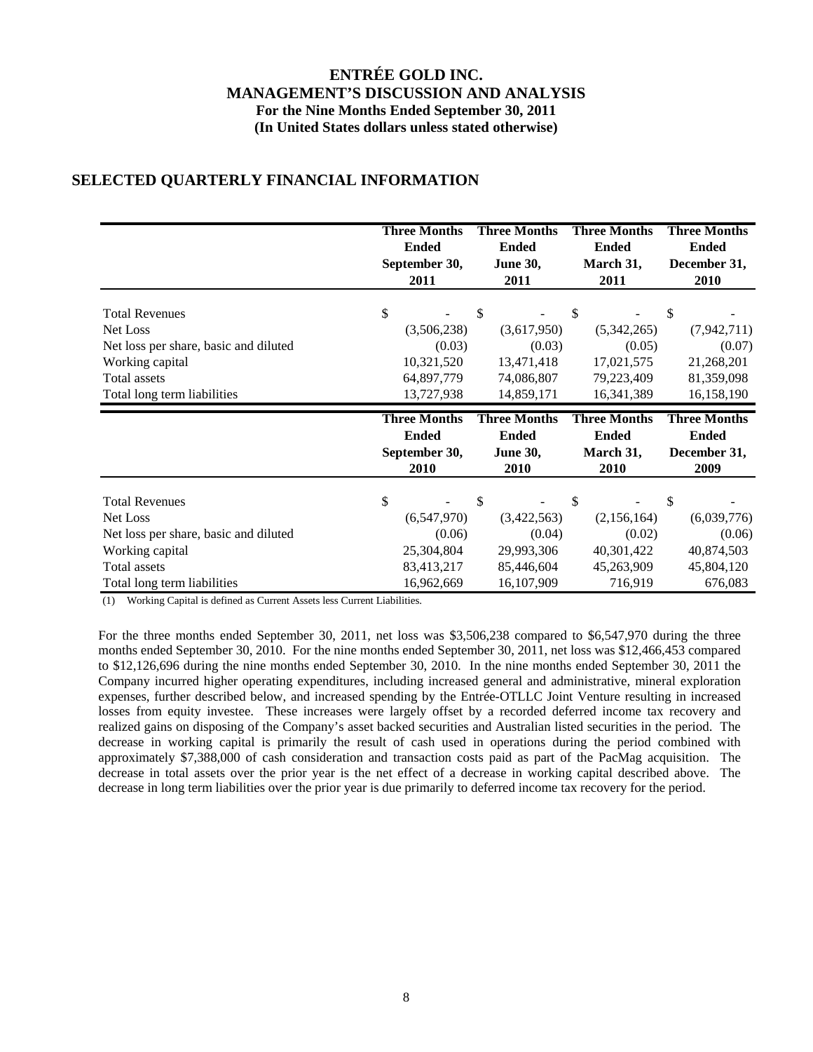## SELECTED QUARTERLY FINANCIAL INFORMATION

| | Three Months Ended September 30, 2011 | Three Months Ended June 30, 2011 | Three Months Ended March 31, 2011 | Three Months Ended December 31, 2010 |
|---|---|---|---|---|
| Total Revenues | $ - | $ - | $ - | $ - |
| Net Loss | (3,506,238) | (3,617,950) | (5,342,265) | (7,942,711) |
| Net loss per share, basic and diluted | (0.03) | (0.03) | (0.05) | (0.07) |
| Working capital | 10,321,520 | 13,471,418 | 17,021,575 | 21,268,201 |
| Total assets | 64,897,779 | 74,086,807 | 79,223,409 | 81,359,098 |
| Total long term liabilities | 13,727,938 | 14,859,171 | 16,341,389 | 16,158,190 |

| | Three Months Ended September 30, 2010 | Three Months Ended June 30, 2010 | Three Months Ended March 31, 2010 | Three Months Ended December 31, 2009 |
|---|---|---|---|---|
| Total Revenues | $ - | $ - | $ - | $ - |
| Net Loss | (6,547,970) | (3,422,563) | (2,156,164) | (6,039,776) |
| Net loss per share, basic and diluted | (0.06) | (0.04) | (0.02) | (0.06) |
| Working capital | 25,304,804 | 29,993,306 | 40,301,422 | 40,874,503 |
| Total assets | 83,413,217 | 85,446,604 | 45,263,909 | 45,804,120 |
| Total long term liabilities | 16,962,669 | 16,107,909 | 716,919 | 676,083 |

(1) Working Capital is defined as Current Assets less Current Liabilities.

For the three months ended September 30, 2011, net loss was $3,506,238 compared to $6,547,970 during the three months ended September 30, 2010. For the nine months ended September 30, 2011, net loss was $12,466,453 compared to $12,126,696 during the nine months ended September 30, 2010. In the nine months ended September 30, 2011 the Company incurred higher operating expenditures, including increased general and administrative, mineral exploration expenses, further described below, and increased spending by the Entrée-OTLLC Joint Venture resulting in increased losses from equity investee. These increases were largely offset by a recorded deferred income tax recovery and realized gains on disposing of the Company's asset backed securities and Australian listed securities in the period. The decrease in working capital is primarily the result of cash used in operations during the period combined with approximately $7,388,000 of cash consideration and transaction costs paid as part of the PacMag acquisition. The decrease in total assets over the prior year is the net effect of a decrease in working capital described above. The decrease in long term liabilities over the prior year is due primarily to deferred income tax recovery for the period.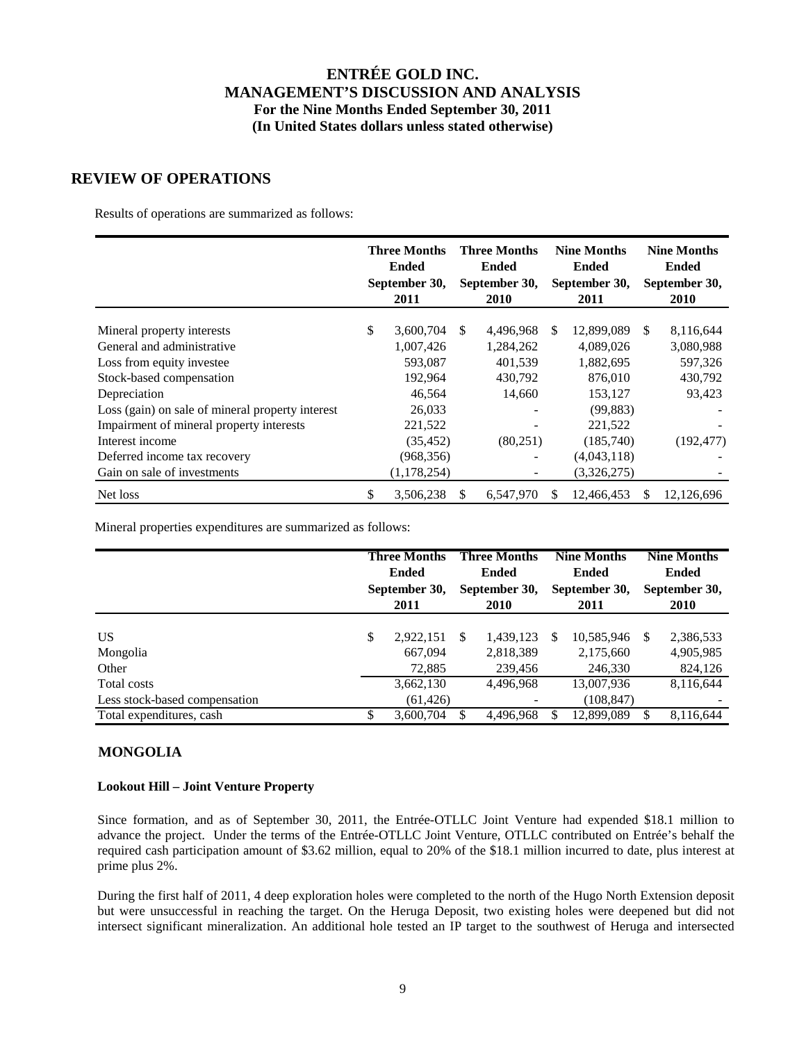# ENTRÉE GOLD INC.
# MANAGEMENT'S DISCUSSION AND ANALYSIS
## For the Nine Months Ended September 30, 2011
## (In United States dollars unless stated otherwise)

## REVIEW OF OPERATIONS

Results of operations are summarized as follows:

| | Three Months Ended September 30, 2011 | Three Months Ended September 30, 2010 | Nine Months Ended September 30, 2011 | Nine Months Ended September 30, 2010 |
|---|---|---|---|---|
| Mineral property interests | $ 3,600,704 | $ 4,496,968 | $ 12,899,089 | $ 8,116,644 |
| General and administrative | 1,007,426 | 1,284,262 | 4,089,026 | 3,080,988 |
| Loss from equity investee | 593,087 | 401,539 | 1,882,695 | 597,326 |
| Stock-based compensation | 192,964 | 430,792 | 876,010 | 430,792 |
| Depreciation | 46,564 | 14,660 | 153,127 | 93,423 |
| Loss (gain) on sale of mineral property interest | 26,033 | - | (99,883) | - |
| Impairment of mineral property interests | 221,522 | - | 221,522 | - |
| Interest income | (35,452) | (80,251) | (185,740) | (192,477) |
| Deferred income tax recovery | (968,356) | - | (4,043,118) | - |
| Gain on sale of investments | (1,178,254) | - | (3,326,275) | - |
| Net loss | $ 3,506,238 | $ 6,547,970 | $ 12,466,453 | $ 12,126,696 |

Mineral properties expenditures are summarized as follows:

| | Three Months Ended September 30, 2011 | Three Months Ended September 30, 2010 | Nine Months Ended September 30, 2011 | Nine Months Ended September 30, 2010 |
|---|---|---|---|---|
| US | $ 2,922,151 | $ 1,439,123 | $ 10,585,946 | $ 2,386,533 |
| Mongolia | 667,094 | 2,818,389 | 2,175,660 | 4,905,985 |
| Other | 72,885 | 239,456 | 246,330 | 824,126 |
| Total costs | 3,662,130 | 4,496,968 | 13,007,936 | 8,116,644 |
| Less stock-based compensation | (61,426) | - | (108,847) | - |
| Total expenditures, cash | $ 3,600,704 | $ 4,496,968 | $ 12,899,089 | $ 8,116,644 |

## MONGOLIA

**Lookout Hill – Joint Venture Property**

Since formation, and as of September 30, 2011, the Entrée-OTLLC Joint Venture had expended $18.1 million to advance the project. Under the terms of the Entrée-OTLLC Joint Venture, OTLLC contributed on Entrée's behalf the required cash participation amount of $3.62 million, equal to 20% of the $18.1 million incurred to date, plus interest at prime plus 2%.

During the first half of 2011, 4 deep exploration holes were completed to the north of the Hugo North Extension deposit but were unsuccessful in reaching the target. On the Heruga Deposit, two existing holes were deepened but did not intersect significant mineralization. An additional hole tested an IP target to the southwest of Heruga and intersected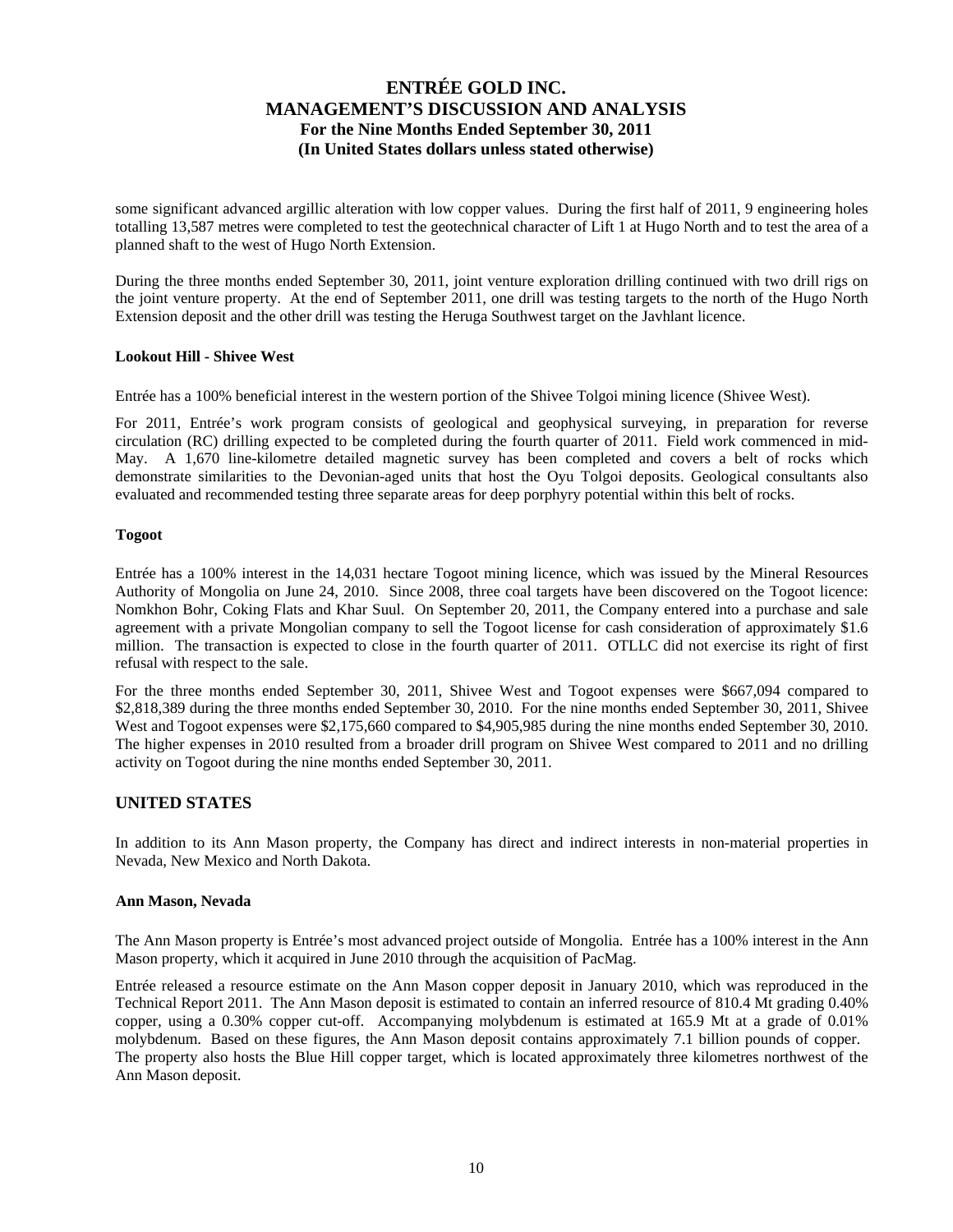some significant advanced argillic alteration with low copper values. During the first half of 2011, 9 engineering holes totalling 13,587 metres were completed to test the geotechnical character of Lift 1 at Hugo North and to test the area of a planned shaft to the west of Hugo North Extension.

During the three months ended September 30, 2011, joint venture exploration drilling continued with two drill rigs on the joint venture property. At the end of September 2011, one drill was testing targets to the north of the Hugo North Extension deposit and the other drill was testing the Heruga Southwest target on the Javhlant licence.

**Lookout Hill - Shivee West**

Entrée has a 100% beneficial interest in the western portion of the Shivee Tolgoi mining licence (Shivee West).

For 2011, Entrée's work program consists of geological and geophysical surveying, in preparation for reverse circulation (RC) drilling expected to be completed during the fourth quarter of 2011. Field work commenced in mid-May. A 1,670 line-kilometre detailed magnetic survey has been completed and covers a belt of rocks which demonstrate similarities to the Devonian-aged units that host the Oyu Tolgoi deposits. Geological consultants also evaluated and recommended testing three separate areas for deep porphyry potential within this belt of rocks.

**Togoot**

Entrée has a 100% interest in the 14,031 hectare Togoot mining licence, which was issued by the Mineral Resources Authority of Mongolia on June 24, 2010. Since 2008, three coal targets have been discovered on the Togoot licence: Nomkhon Bohr, Coking Flats and Khar Suul. On September 20, 2011, the Company entered into a purchase and sale agreement with a private Mongolian company to sell the Togoot license for cash consideration of approximately $1.6 million. The transaction is expected to close in the fourth quarter of 2011. OTLLC did not exercise its right of first refusal with respect to the sale.

For the three months ended September 30, 2011, Shivee West and Togoot expenses were $667,094 compared to $2,818,389 during the three months ended September 30, 2010. For the nine months ended September 30, 2011, Shivee West and Togoot expenses were $2,175,660 compared to $4,905,985 during the nine months ended September 30, 2010. The higher expenses in 2010 resulted from a broader drill program on Shivee West compared to 2011 and no drilling activity on Togoot during the nine months ended September 30, 2011.

## UNITED STATES

In addition to its Ann Mason property, the Company has direct and indirect interests in non-material properties in Nevada, New Mexico and North Dakota.

**Ann Mason, Nevada**

The Ann Mason property is Entrée's most advanced project outside of Mongolia. Entrée has a 100% interest in the Ann Mason property, which it acquired in June 2010 through the acquisition of PacMag.

Entrée released a resource estimate on the Ann Mason copper deposit in January 2010, which was reproduced in the Technical Report 2011. The Ann Mason deposit is estimated to contain an inferred resource of 810.4 Mt grading 0.40% copper, using a 0.30% copper cut-off. Accompanying molybdenum is estimated at 165.9 Mt at a grade of 0.01% molybdenum. Based on these figures, the Ann Mason deposit contains approximately 7.1 billion pounds of copper. The property also hosts the Blue Hill copper target, which is located approximately three kilometres northwest of the Ann Mason deposit.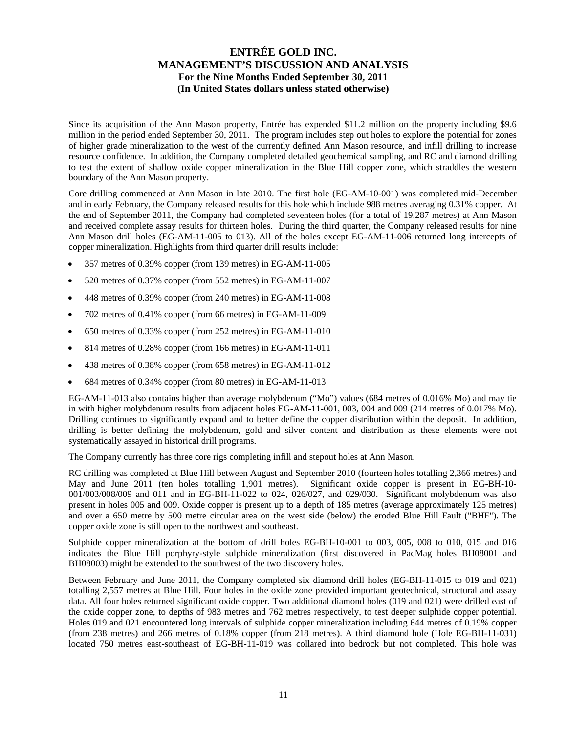Since its acquisition of the Ann Mason property, Entrée has expended $11.2 million on the property including $9.6 million in the period ended September 30, 2011. The program includes step out holes to explore the potential for zones of higher grade mineralization to the west of the currently defined Ann Mason resource, and infill drilling to increase resource confidence. In addition, the Company completed detailed geochemical sampling, and RC and diamond drilling to test the extent of shallow oxide copper mineralization in the Blue Hill copper zone, which straddles the western boundary of the Ann Mason property.

Core drilling commenced at Ann Mason in late 2010. The first hole (EG-AM-10-001) was completed mid-December and in early February, the Company released results for this hole which include 988 metres averaging 0.31% copper. At the end of September 2011, the Company had completed seventeen holes (for a total of 19,287 metres) at Ann Mason and received complete assay results for thirteen holes. During the third quarter, the Company released results for nine Ann Mason drill holes (EG-AM-11-005 to 013). All of the holes except EG-AM-11-006 returned long intercepts of copper mineralization. Highlights from third quarter drill results include:

- 357 metres of 0.39% copper (from 139 metres) in EG-AM-11-005
- 520 metres of 0.37% copper (from 552 metres) in EG-AM-11-007
- 448 metres of 0.39% copper (from 240 metres) in EG-AM-11-008
- 702 metres of 0.41% copper (from 66 metres) in EG-AM-11-009
- 650 metres of 0.33% copper (from 252 metres) in EG-AM-11-010
- 814 metres of 0.28% copper (from 166 metres) in EG-AM-11-011
- 438 metres of 0.38% copper (from 658 metres) in EG-AM-11-012
- 684 metres of 0.34% copper (from 80 metres) in EG-AM-11-013

EG-AM-11-013 also contains higher than average molybdenum ("Mo") values (684 metres of 0.016% Mo) and may tie in with higher molybdenum results from adjacent holes EG-AM-11-001, 003, 004 and 009 (214 metres of 0.017% Mo). Drilling continues to significantly expand and to better define the copper distribution within the deposit. In addition, drilling is better defining the molybdenum, gold and silver content and distribution as these elements were not systematically assayed in historical drill programs.

The Company currently has three core rigs completing infill and stepout holes at Ann Mason.

RC drilling was completed at Blue Hill between August and September 2010 (fourteen holes totalling 2,366 metres) and May and June 2011 (ten holes totalling 1,901 metres). Significant oxide copper is present in EG-BH-10-001/003/008/009 and 011 and in EG-BH-11-022 to 024, 026/027, and 029/030. Significant molybdenum was also present in holes 005 and 009. Oxide copper is present up to a depth of 185 metres (average approximately 125 metres) and over a 650 metre by 500 metre circular area on the west side (below) the eroded Blue Hill Fault ("BHF"). The copper oxide zone is still open to the northwest and southeast.

Sulphide copper mineralization at the bottom of drill holes EG-BH-10-001 to 003, 005, 008 to 010, 015 and 016 indicates the Blue Hill porphyry-style sulphide mineralization (first discovered in PacMag holes BH08001 and BH08003) might be extended to the southwest of the two discovery holes.

Between February and June 2011, the Company completed six diamond drill holes (EG-BH-11-015 to 019 and 021) totalling 2,557 metres at Blue Hill. Four holes in the oxide zone provided important geotechnical, structural and assay data. All four holes returned significant oxide copper. Two additional diamond holes (019 and 021) were drilled east of the oxide copper zone, to depths of 983 metres and 762 metres respectively, to test deeper sulphide copper potential. Holes 019 and 021 encountered long intervals of sulphide copper mineralization including 644 metres of 0.19% copper (from 238 metres) and 266 metres of 0.18% copper (from 218 metres). A third diamond hole (Hole EG-BH-11-031) located 750 metres east-southeast of EG-BH-11-019 was collared into bedrock but not completed. This hole was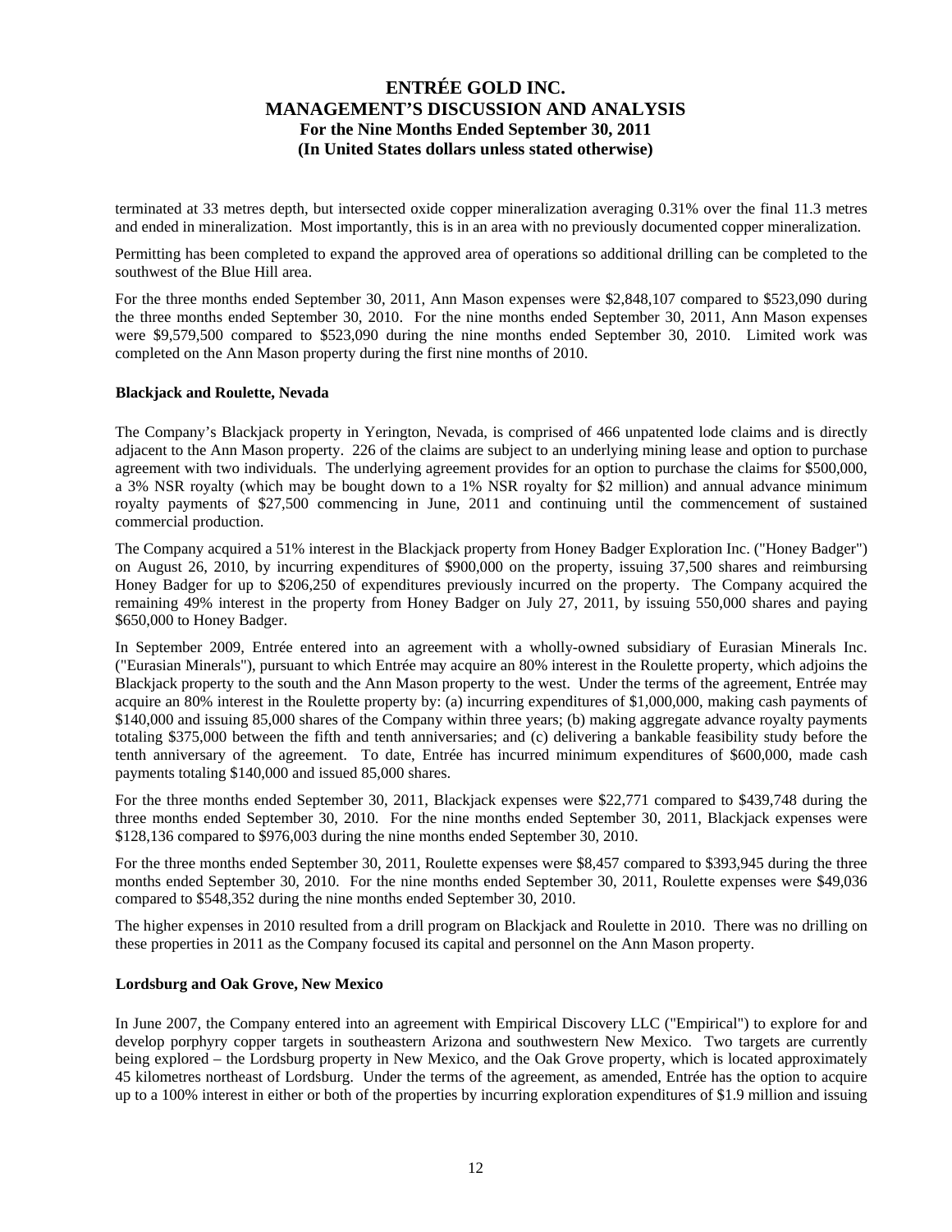terminated at 33 metres depth, but intersected oxide copper mineralization averaging 0.31% over the final 11.3 metres and ended in mineralization. Most importantly, this is in an area with no previously documented copper mineralization.

Permitting has been completed to expand the approved area of operations so additional drilling can be completed to the southwest of the Blue Hill area.

For the three months ended September 30, 2011, Ann Mason expenses were $2,848,107 compared to $523,090 during the three months ended September 30, 2010. For the nine months ended September 30, 2011, Ann Mason expenses were $9,579,500 compared to $523,090 during the nine months ended September 30, 2010. Limited work was completed on the Ann Mason property during the first nine months of 2010.

**Blackjack and Roulette, Nevada**

The Company's Blackjack property in Yerington, Nevada, is comprised of 466 unpatented lode claims and is directly adjacent to the Ann Mason property. 226 of the claims are subject to an underlying mining lease and option to purchase agreement with two individuals. The underlying agreement provides for an option to purchase the claims for $500,000, a 3% NSR royalty (which may be bought down to a 1% NSR royalty for $2 million) and annual advance minimum royalty payments of $27,500 commencing in June, 2011 and continuing until the commencement of sustained commercial production.

The Company acquired a 51% interest in the Blackjack property from Honey Badger Exploration Inc. ("Honey Badger") on August 26, 2010, by incurring expenditures of $900,000 on the property, issuing 37,500 shares and reimbursing Honey Badger for up to $206,250 of expenditures previously incurred on the property. The Company acquired the remaining 49% interest in the property from Honey Badger on July 27, 2011, by issuing 550,000 shares and paying $650,000 to Honey Badger.

In September 2009, Entrée entered into an agreement with a wholly-owned subsidiary of Eurasian Minerals Inc. ("Eurasian Minerals"), pursuant to which Entrée may acquire an 80% interest in the Roulette property, which adjoins the Blackjack property to the south and the Ann Mason property to the west. Under the terms of the agreement, Entrée may acquire an 80% interest in the Roulette property by: (a) incurring expenditures of $1,000,000, making cash payments of $140,000 and issuing 85,000 shares of the Company within three years; (b) making aggregate advance royalty payments totaling $375,000 between the fifth and tenth anniversaries; and (c) delivering a bankable feasibility study before the tenth anniversary of the agreement. To date, Entrée has incurred minimum expenditures of $600,000, made cash payments totaling $140,000 and issued 85,000 shares.

For the three months ended September 30, 2011, Blackjack expenses were $22,771 compared to $439,748 during the three months ended September 30, 2010. For the nine months ended September 30, 2011, Blackjack expenses were $128,136 compared to $976,003 during the nine months ended September 30, 2010.

For the three months ended September 30, 2011, Roulette expenses were $8,457 compared to $393,945 during the three months ended September 30, 2010. For the nine months ended September 30, 2011, Roulette expenses were $49,036 compared to $548,352 during the nine months ended September 30, 2010.

The higher expenses in 2010 resulted from a drill program on Blackjack and Roulette in 2010. There was no drilling on these properties in 2011 as the Company focused its capital and personnel on the Ann Mason property.

**Lordsburg and Oak Grove, New Mexico**

In June 2007, the Company entered into an agreement with Empirical Discovery LLC ("Empirical") to explore for and develop porphyry copper targets in southeastern Arizona and southwestern New Mexico. Two targets are currently being explored – the Lordsburg property in New Mexico, and the Oak Grove property, which is located approximately 45 kilometres northeast of Lordsburg. Under the terms of the agreement, as amended, Entrée has the option to acquire up to a 100% interest in either or both of the properties by incurring exploration expenditures of $1.9 million and issuing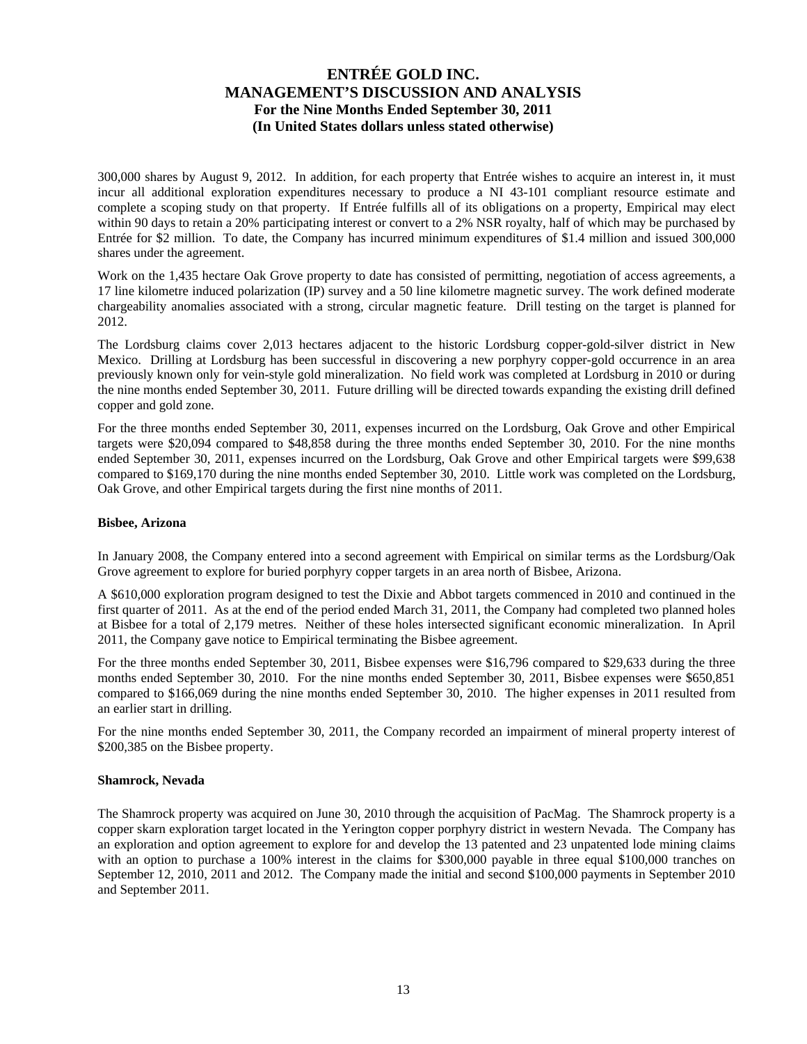300,000 shares by August 9, 2012. In addition, for each property that Entrée wishes to acquire an interest in, it must incur all additional exploration expenditures necessary to produce a NI 43-101 compliant resource estimate and complete a scoping study on that property. If Entrée fulfills all of its obligations on a property, Empirical may elect within 90 days to retain a 20% participating interest or convert to a 2% NSR royalty, half of which may be purchased by Entrée for $2 million. To date, the Company has incurred minimum expenditures of $1.4 million and issued 300,000 shares under the agreement.

Work on the 1,435 hectare Oak Grove property to date has consisted of permitting, negotiation of access agreements, a 17 line kilometre induced polarization (IP) survey and a 50 line kilometre magnetic survey. The work defined moderate chargeability anomalies associated with a strong, circular magnetic feature. Drill testing on the target is planned for 2012.

The Lordsburg claims cover 2,013 hectares adjacent to the historic Lordsburg copper-gold-silver district in New Mexico. Drilling at Lordsburg has been successful in discovering a new porphyry copper-gold occurrence in an area previously known only for vein-style gold mineralization. No field work was completed at Lordsburg in 2010 or during the nine months ended September 30, 2011. Future drilling will be directed towards expanding the existing drill defined copper and gold zone.

For the three months ended September 30, 2011, expenses incurred on the Lordsburg, Oak Grove and other Empirical targets were $20,094 compared to $48,858 during the three months ended September 30, 2010. For the nine months ended September 30, 2011, expenses incurred on the Lordsburg, Oak Grove and other Empirical targets were $99,638 compared to $169,170 during the nine months ended September 30, 2010. Little work was completed on the Lordsburg, Oak Grove, and other Empirical targets during the first nine months of 2011.

**Bisbee, Arizona**

In January 2008, the Company entered into a second agreement with Empirical on similar terms as the Lordsburg/Oak Grove agreement to explore for buried porphyry copper targets in an area north of Bisbee, Arizona.

A $610,000 exploration program designed to test the Dixie and Abbot targets commenced in 2010 and continued in the first quarter of 2011. As at the end of the period ended March 31, 2011, the Company had completed two planned holes at Bisbee for a total of 2,179 metres. Neither of these holes intersected significant economic mineralization. In April 2011, the Company gave notice to Empirical terminating the Bisbee agreement.

For the three months ended September 30, 2011, Bisbee expenses were $16,796 compared to $29,633 during the three months ended September 30, 2010. For the nine months ended September 30, 2011, Bisbee expenses were $650,851 compared to $166,069 during the nine months ended September 30, 2010. The higher expenses in 2011 resulted from an earlier start in drilling.

For the nine months ended September 30, 2011, the Company recorded an impairment of mineral property interest of $200,385 on the Bisbee property.

**Shamrock, Nevada**

The Shamrock property was acquired on June 30, 2010 through the acquisition of PacMag. The Shamrock property is a copper skarn exploration target located in the Yerington copper porphyry district in western Nevada. The Company has an exploration and option agreement to explore for and develop the 13 patented and 23 unpatented lode mining claims with an option to purchase a 100% interest in the claims for $300,000 payable in three equal $100,000 tranches on September 12, 2010, 2011 and 2012. The Company made the initial and second $100,000 payments in September 2010 and September 2011.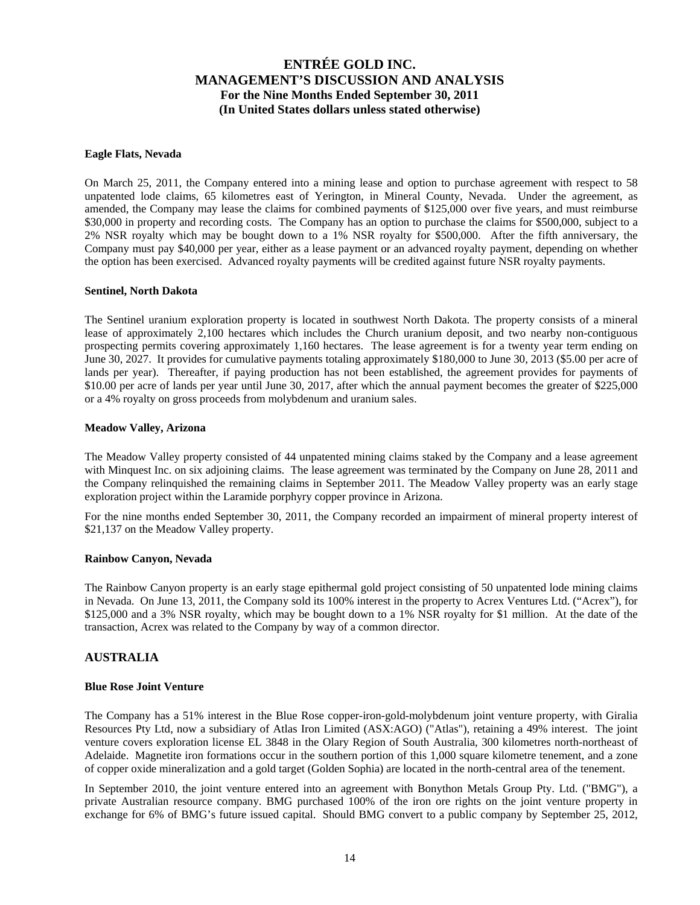#### Eagle Flats, Nevada

On March 25, 2011, the Company entered into a mining lease and option to purchase agreement with respect to 58 unpatented lode claims, 65 kilometres east of Yerington, in Mineral County, Nevada. Under the agreement, as amended, the Company may lease the claims for combined payments of $125,000 over five years, and must reimburse $30,000 in property and recording costs. The Company has an option to purchase the claims for $500,000, subject to a 2% NSR royalty which may be bought down to a 1% NSR royalty for $500,000. After the fifth anniversary, the Company must pay $40,000 per year, either as a lease payment or an advanced royalty payment, depending on whether the option has been exercised. Advanced royalty payments will be credited against future NSR royalty payments.

#### Sentinel, North Dakota

The Sentinel uranium exploration property is located in southwest North Dakota. The property consists of a mineral lease of approximately 2,100 hectares which includes the Church uranium deposit, and two nearby non-contiguous prospecting permits covering approximately 1,160 hectares. The lease agreement is for a twenty year term ending on June 30, 2027. It provides for cumulative payments totaling approximately $180,000 to June 30, 2013 ($5.00 per acre of lands per year). Thereafter, if paying production has not been established, the agreement provides for payments of $10.00 per acre of lands per year until June 30, 2017, after which the annual payment becomes the greater of $225,000 or a 4% royalty on gross proceeds from molybdenum and uranium sales.

#### Meadow Valley, Arizona

The Meadow Valley property consisted of 44 unpatented mining claims staked by the Company and a lease agreement with Minquest Inc. on six adjoining claims. The lease agreement was terminated by the Company on June 28, 2011 and the Company relinquished the remaining claims in September 2011. The Meadow Valley property was an early stage exploration project within the Laramide porphyry copper province in Arizona.

For the nine months ended September 30, 2011, the Company recorded an impairment of mineral property interest of $21,137 on the Meadow Valley property.

#### Rainbow Canyon, Nevada

The Rainbow Canyon property is an early stage epithermal gold project consisting of 50 unpatented lode mining claims in Nevada. On June 13, 2011, the Company sold its 100% interest in the property to Acrex Ventures Ltd. ("Acrex"), for $125,000 and a 3% NSR royalty, which may be bought down to a 1% NSR royalty for $1 million. At the date of the transaction, Acrex was related to the Company by way of a common director.

## AUSTRALIA

#### Blue Rose Joint Venture

The Company has a 51% interest in the Blue Rose copper-iron-gold-molybdenum joint venture property, with Giralia Resources Pty Ltd, now a subsidiary of Atlas Iron Limited (ASX:AGO) ("Atlas"), retaining a 49% interest. The joint venture covers exploration license EL 3848 in the Olary Region of South Australia, 300 kilometres north-northeast of Adelaide. Magnetite iron formations occur in the southern portion of this 1,000 square kilometre tenement, and a zone of copper oxide mineralization and a gold target (Golden Sophia) are located in the north-central area of the tenement.

In September 2010, the joint venture entered into an agreement with Bonython Metals Group Pty. Ltd. ("BMG"), a private Australian resource company. BMG purchased 100% of the iron ore rights on the joint venture property in exchange for 6% of BMG's future issued capital. Should BMG convert to a public company by September 25, 2012,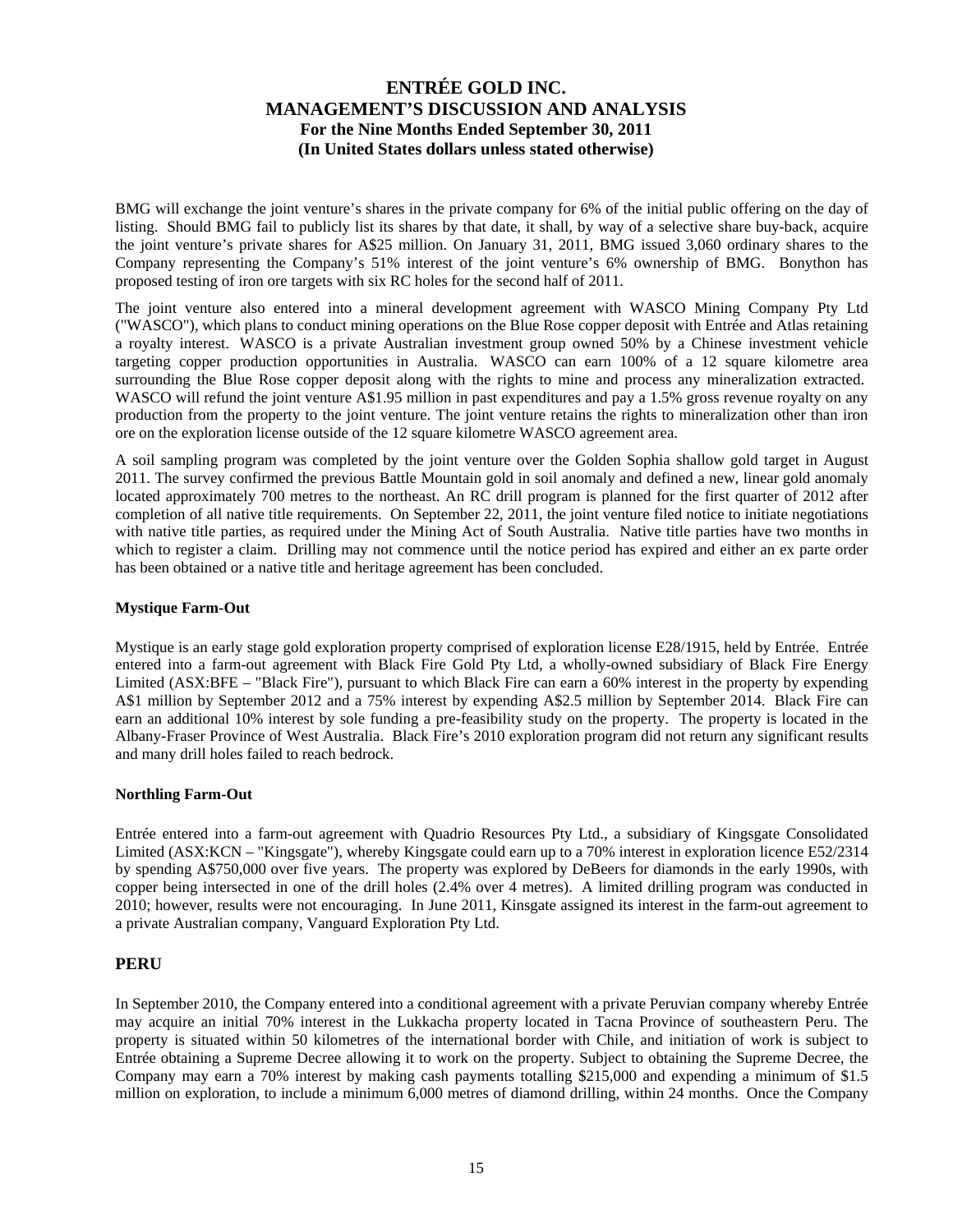BMG will exchange the joint venture's shares in the private company for 6% of the initial public offering on the day of listing. Should BMG fail to publicly list its shares by that date, it shall, by way of a selective share buy-back, acquire the joint venture's private shares for A$25 million. On January 31, 2011, BMG issued 3,060 ordinary shares to the Company representing the Company's 51% interest of the joint venture's 6% ownership of BMG. Bonython has proposed testing of iron ore targets with six RC holes for the second half of 2011.

The joint venture also entered into a mineral development agreement with WASCO Mining Company Pty Ltd ("WASCO"), which plans to conduct mining operations on the Blue Rose copper deposit with Entrée and Atlas retaining a royalty interest. WASCO is a private Australian investment group owned 50% by a Chinese investment vehicle targeting copper production opportunities in Australia. WASCO can earn 100% of a 12 square kilometre area surrounding the Blue Rose copper deposit along with the rights to mine and process any mineralization extracted. WASCO will refund the joint venture A$1.95 million in past expenditures and pay a 1.5% gross revenue royalty on any production from the property to the joint venture. The joint venture retains the rights to mineralization other than iron ore on the exploration license outside of the 12 square kilometre WASCO agreement area.

A soil sampling program was completed by the joint venture over the Golden Sophia shallow gold target in August 2011. The survey confirmed the previous Battle Mountain gold in soil anomaly and defined a new, linear gold anomaly located approximately 700 metres to the northeast. An RC drill program is planned for the first quarter of 2012 after completion of all native title requirements. On September 22, 2011, the joint venture filed notice to initiate negotiations with native title parties, as required under the Mining Act of South Australia. Native title parties have two months in which to register a claim. Drilling may not commence until the notice period has expired and either an ex parte order has been obtained or a native title and heritage agreement has been concluded.

**Mystique Farm-Out**

Mystique is an early stage gold exploration property comprised of exploration license E28/1915, held by Entrée. Entrée entered into a farm-out agreement with Black Fire Gold Pty Ltd, a wholly-owned subsidiary of Black Fire Energy Limited (ASX:BFE – "Black Fire"), pursuant to which Black Fire can earn a 60% interest in the property by expending A$1 million by September 2012 and a 75% interest by expending A$2.5 million by September 2014. Black Fire can earn an additional 10% interest by sole funding a pre-feasibility study on the property. The property is located in the Albany-Fraser Province of West Australia. Black Fire's 2010 exploration program did not return any significant results and many drill holes failed to reach bedrock.

**Northling Farm-Out**

Entrée entered into a farm-out agreement with Quadrio Resources Pty Ltd., a subsidiary of Kingsgate Consolidated Limited (ASX:KCN – "Kingsgate"), whereby Kingsgate could earn up to a 70% interest in exploration licence E52/2314 by spending A$750,000 over five years. The property was explored by DeBeers for diamonds in the early 1990s, with copper being intersected in one of the drill holes (2.4% over 4 metres). A limited drilling program was conducted in 2010; however, results were not encouraging. In June 2011, Kinsgate assigned its interest in the farm-out agreement to a private Australian company, Vanguard Exploration Pty Ltd.

## PERU

In September 2010, the Company entered into a conditional agreement with a private Peruvian company whereby Entrée may acquire an initial 70% interest in the Lukkacha property located in Tacna Province of southeastern Peru. The property is situated within 50 kilometres of the international border with Chile, and initiation of work is subject to Entrée obtaining a Supreme Decree allowing it to work on the property. Subject to obtaining the Supreme Decree, the Company may earn a 70% interest by making cash payments totalling $215,000 and expending a minimum of $1.5 million on exploration, to include a minimum 6,000 metres of diamond drilling, within 24 months. Once the Company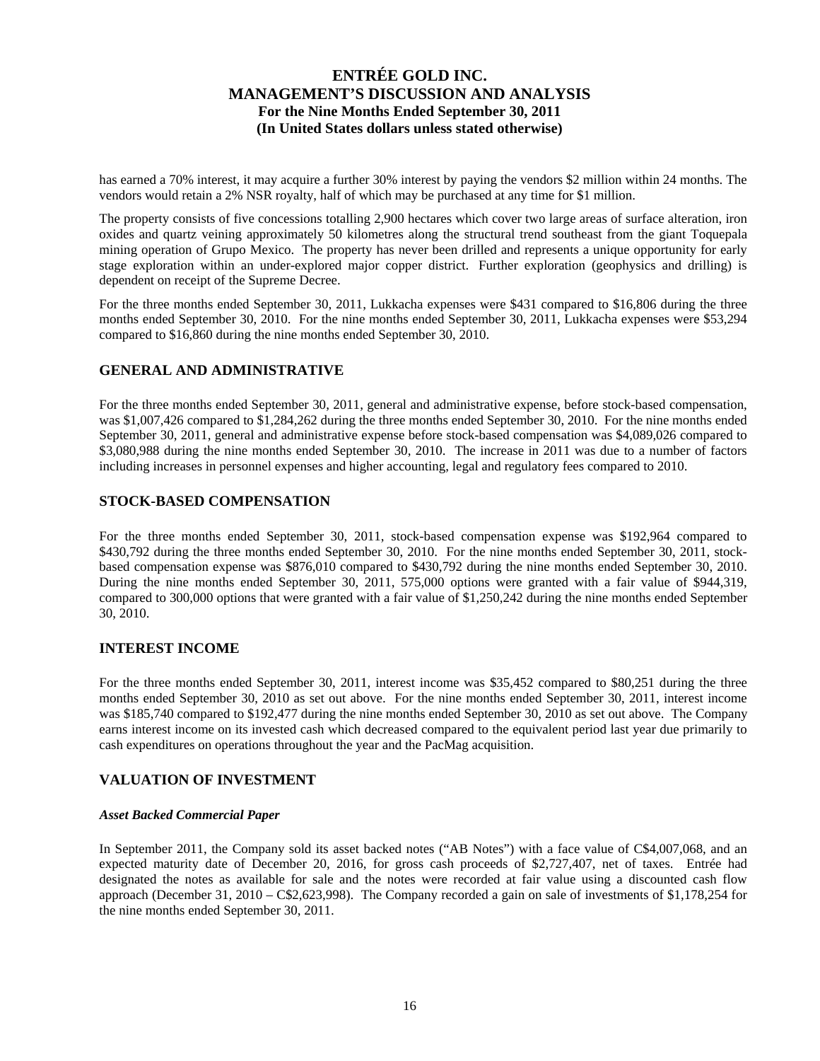has earned a 70% interest, it may acquire a further 30% interest by paying the vendors $2 million within 24 months. The vendors would retain a 2% NSR royalty, half of which may be purchased at any time for $1 million.

The property consists of five concessions totalling 2,900 hectares which cover two large areas of surface alteration, iron oxides and quartz veining approximately 50 kilometres along the structural trend southeast from the giant Toquepala mining operation of Grupo Mexico. The property has never been drilled and represents a unique opportunity for early stage exploration within an under-explored major copper district. Further exploration (geophysics and drilling) is dependent on receipt of the Supreme Decree.

For the three months ended September 30, 2011, Lukkacha expenses were $431 compared to $16,806 during the three months ended September 30, 2010. For the nine months ended September 30, 2011, Lukkacha expenses were $53,294 compared to $16,860 during the nine months ended September 30, 2010.

## GENERAL AND ADMINISTRATIVE

For the three months ended September 30, 2011, general and administrative expense, before stock-based compensation, was $1,007,426 compared to $1,284,262 during the three months ended September 30, 2010. For the nine months ended September 30, 2011, general and administrative expense before stock-based compensation was $4,089,026 compared to $3,080,988 during the nine months ended September 30, 2010. The increase in 2011 was due to a number of factors including increases in personnel expenses and higher accounting, legal and regulatory fees compared to 2010.

## STOCK-BASED COMPENSATION

For the three months ended September 30, 2011, stock-based compensation expense was $192,964 compared to $430,792 during the three months ended September 30, 2010. For the nine months ended September 30, 2011, stock-based compensation expense was $876,010 compared to $430,792 during the nine months ended September 30, 2010. During the nine months ended September 30, 2011, 575,000 options were granted with a fair value of $944,319, compared to 300,000 options that were granted with a fair value of $1,250,242 during the nine months ended September 30, 2010.

## INTEREST INCOME

For the three months ended September 30, 2011, interest income was $35,452 compared to $80,251 during the three months ended September 30, 2010 as set out above. For the nine months ended September 30, 2011, interest income was $185,740 compared to $192,477 during the nine months ended September 30, 2010 as set out above. The Company earns interest income on its invested cash which decreased compared to the equivalent period last year due primarily to cash expenditures on operations throughout the year and the PacMag acquisition.

## VALUATION OF INVESTMENT

### *Asset Backed Commercial Paper*

In September 2011, the Company sold its asset backed notes ("AB Notes") with a face value of C$4,007,068, and an expected maturity date of December 20, 2016, for gross cash proceeds of $2,727,407, net of taxes. Entrée had designated the notes as available for sale and the notes were recorded at fair value using a discounted cash flow approach (December 31, 2010 – C$2,623,998). The Company recorded a gain on sale of investments of $1,178,254 for the nine months ended September 30, 2011.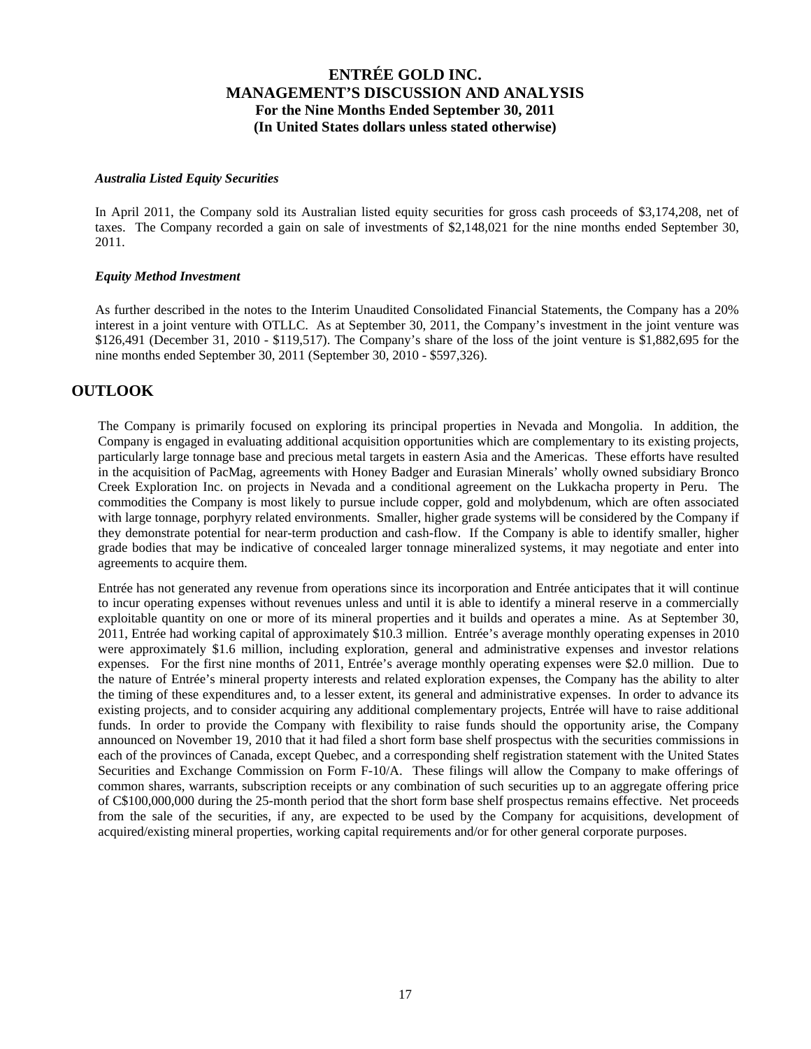*Australia Listed Equity Securities*

In April 2011, the Company sold its Australian listed equity securities for gross cash proceeds of $3,174,208, net of taxes. The Company recorded a gain on sale of investments of $2,148,021 for the nine months ended September 30, 2011.

*Equity Method Investment*

As further described in the notes to the Interim Unaudited Consolidated Financial Statements, the Company has a 20% interest in a joint venture with OTLLC. As at September 30, 2011, the Company's investment in the joint venture was $126,491 (December 31, 2010 - $119,517). The Company's share of the loss of the joint venture is $1,882,695 for the nine months ended September 30, 2011 (September 30, 2010 - $597,326).

## OUTLOOK

The Company is primarily focused on exploring its principal properties in Nevada and Mongolia. In addition, the Company is engaged in evaluating additional acquisition opportunities which are complementary to its existing projects, particularly large tonnage base and precious metal targets in eastern Asia and the Americas. These efforts have resulted in the acquisition of PacMag, agreements with Honey Badger and Eurasian Minerals' wholly owned subsidiary Bronco Creek Exploration Inc. on projects in Nevada and a conditional agreement on the Lukkacha property in Peru. The commodities the Company is most likely to pursue include copper, gold and molybdenum, which are often associated with large tonnage, porphyry related environments. Smaller, higher grade systems will be considered by the Company if they demonstrate potential for near-term production and cash-flow. If the Company is able to identify smaller, higher grade bodies that may be indicative of concealed larger tonnage mineralized systems, it may negotiate and enter into agreements to acquire them.

Entrée has not generated any revenue from operations since its incorporation and Entrée anticipates that it will continue to incur operating expenses without revenues unless and until it is able to identify a mineral reserve in a commercially exploitable quantity on one or more of its mineral properties and it builds and operates a mine. As at September 30, 2011, Entrée had working capital of approximately $10.3 million. Entrée's average monthly operating expenses in 2010 were approximately $1.6 million, including exploration, general and administrative expenses and investor relations expenses. For the first nine months of 2011, Entrée's average monthly operating expenses were $2.0 million. Due to the nature of Entrée's mineral property interests and related exploration expenses, the Company has the ability to alter the timing of these expenditures and, to a lesser extent, its general and administrative expenses. In order to advance its existing projects, and to consider acquiring any additional complementary projects, Entrée will have to raise additional funds. In order to provide the Company with flexibility to raise funds should the opportunity arise, the Company announced on November 19, 2010 that it had filed a short form base shelf prospectus with the securities commissions in each of the provinces of Canada, except Quebec, and a corresponding shelf registration statement with the United States Securities and Exchange Commission on Form F-10/A. These filings will allow the Company to make offerings of common shares, warrants, subscription receipts or any combination of such securities up to an aggregate offering price of C$100,000,000 during the 25-month period that the short form base shelf prospectus remains effective. Net proceeds from the sale of the securities, if any, are expected to be used by the Company for acquisitions, development of acquired/existing mineral properties, working capital requirements and/or for other general corporate purposes.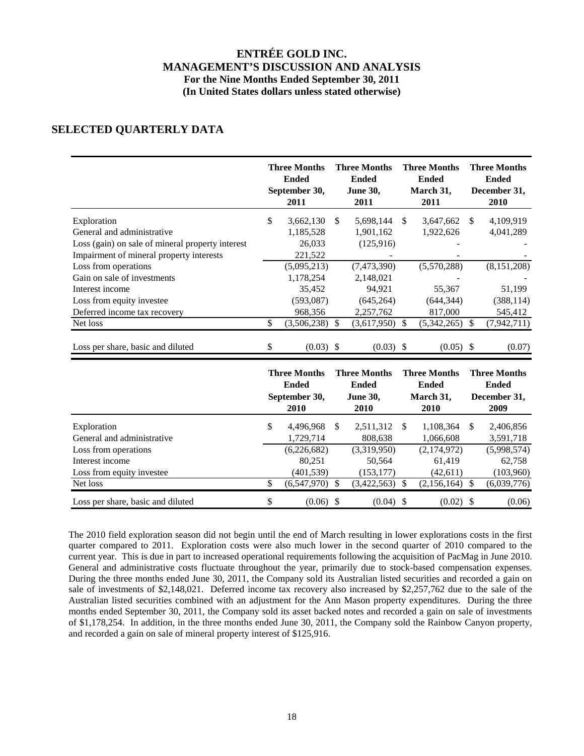# ENTRÉE GOLD INC.
# MANAGEMENT'S DISCUSSION AND ANALYSIS
### For the Nine Months Ended September 30, 2011
### (In United States dollars unless stated otherwise)

## SELECTED QUARTERLY DATA

| | Three Months Ended September 30, 2011 | Three Months Ended June 30, 2011 | Three Months Ended March 31, 2011 | Three Months Ended December 31, 2010 |
|---|---|---|---|---|
| Exploration | $ 3,662,130 | $ 5,698,144 | $ 3,647,662 | $ 4,109,919 |
| General and administrative | 1,185,528 | 1,901,162 | 1,922,626 | 4,041,289 |
| Loss (gain) on sale of mineral property interest | 26,033 | (125,916) | - | - |
| Impairment of mineral property interests | 221,522 | - | - | - |
| Loss from operations | (5,095,213) | (7,473,390) | (5,570,288) | (8,151,208) |
| Gain on sale of investments | 1,178,254 | 2,148,021 | - | - |
| Interest income | 35,452 | 94,921 | 55,367 | 51,199 |
| Loss from equity investee | (593,087) | (645,264) | (644,344) | (388,114) |
| Deferred income tax recovery | 968,356 | 2,257,762 | 817,000 | 545,412 |
| Net loss | $ (3,506,238) | $ (3,617,950) | $ (5,342,265) | $ (7,942,711) |
| Loss per share, basic and diluted | $ (0.03) | $ (0.03) | $ (0.05) | $ (0.07) |

| | Three Months Ended September 30, 2010 | Three Months Ended June 30, 2010 | Three Months Ended March 31, 2010 | Three Months Ended December 31, 2009 |
|---|---|---|---|---|
| Exploration | $ 4,496,968 | $ 2,511,312 | $ 1,108,364 | $ 2,406,856 |
| General and administrative | 1,729,714 | 808,638 | 1,066,608 | 3,591,718 |
| Loss from operations | (6,226,682) | (3,319,950) | (2,174,972) | (5,998,574) |
| Interest income | 80,251 | 50,564 | 61,419 | 62,758 |
| Loss from equity investee | (401,539) | (153,177) | (42,611) | (103,960) |
| Net loss | $ (6,547,970) | $ (3,422,563) | $ (2,156,164) | $ (6,039,776) |
| Loss per share, basic and diluted | $ (0.06) | $ (0.04) | $ (0.02) | $ (0.06) |

The 2010 field exploration season did not begin until the end of March resulting in lower explorations costs in the first quarter compared to 2011. Exploration costs were also much lower in the second quarter of 2010 compared to the current year. This is due in part to increased operational requirements following the acquisition of PacMag in June 2010. General and administrative costs fluctuate throughout the year, primarily due to stock-based compensation expenses. During the three months ended June 30, 2011, the Company sold its Australian listed securities and recorded a gain on sale of investments of $2,148,021. Deferred income tax recovery also increased by $2,257,762 due to the sale of the Australian listed securities combined with an adjustment for the Ann Mason property expenditures. During the three months ended September 30, 2011, the Company sold its asset backed notes and recorded a gain on sale of investments of $1,178,254. In addition, in the three months ended June 30, 2011, the Company sold the Rainbow Canyon property, and recorded a gain on sale of mineral property interest of $125,916.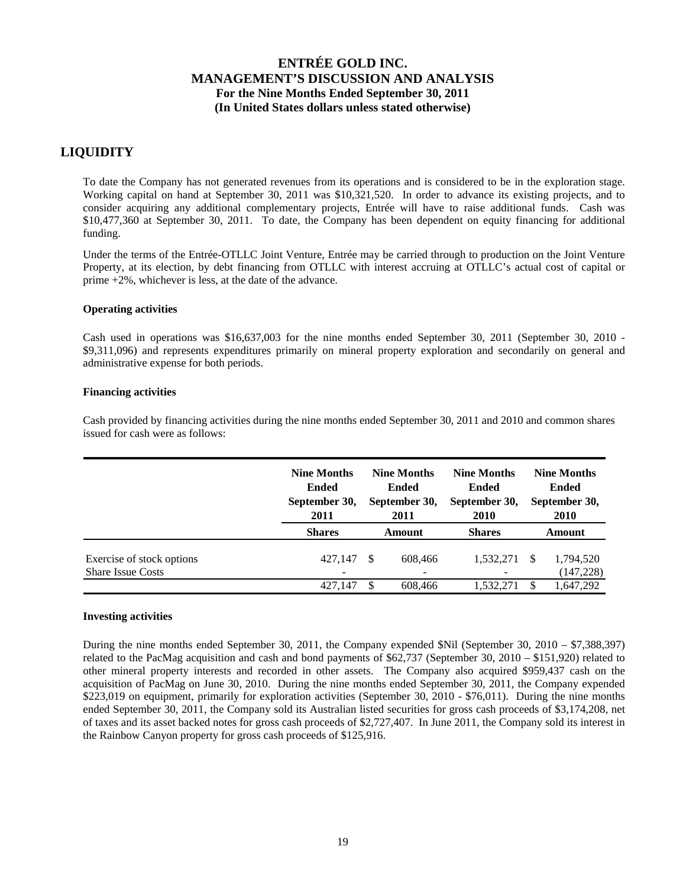## LIQUIDITY

To date the Company has not generated revenues from its operations and is considered to be in the exploration stage. Working capital on hand at September 30, 2011 was $10,321,520. In order to advance its existing projects, and to consider acquiring any additional complementary projects, Entrée will have to raise additional funds. Cash was $10,477,360 at September 30, 2011. To date, the Company has been dependent on equity financing for additional funding.

Under the terms of the Entrée-OTLLC Joint Venture, Entrée may be carried through to production on the Joint Venture Property, at its election, by debt financing from OTLLC with interest accruing at OTLLC's actual cost of capital or prime +2%, whichever is less, at the date of the advance.

### Operating activities

Cash used in operations was $16,637,003 for the nine months ended September 30, 2011 (September 30, 2010 - $9,311,096) and represents expenditures primarily on mineral property exploration and secondarily on general and administrative expense for both periods.

### Financing activities

Cash provided by financing activities during the nine months ended September 30, 2011 and 2010 and common shares issued for cash were as follows:

| | Nine Months Ended September 30, 2011 | Nine Months Ended September 30, 2011 | Nine Months Ended September 30, 2010 | Nine Months Ended September 30, 2010 |
|---|---|---|---|---|
| | **Shares** | **Amount** | **Shares** | **Amount** |
| Exercise of stock options | 427,147 | $ 608,466 | 1,532,271 | $ 1,794,520 |
| Share Issue Costs | - | - | - | (147,228) |
| | 427,147 | $ 608,466 | 1,532,271 | $ 1,647,292 |

### Investing activities

During the nine months ended September 30, 2011, the Company expended $Nil (September 30, 2010 – $7,388,397) related to the PacMag acquisition and cash and bond payments of $62,737 (September 30, 2010 – $151,920) related to other mineral property interests and recorded in other assets. The Company also acquired $959,437 cash on the acquisition of PacMag on June 30, 2010. During the nine months ended September 30, 2011, the Company expended $223,019 on equipment, primarily for exploration activities (September 30, 2010 - $76,011). During the nine months ended September 30, 2011, the Company sold its Australian listed securities for gross cash proceeds of $3,174,208, net of taxes and its asset backed notes for gross cash proceeds of $2,727,407. In June 2011, the Company sold its interest in the Rainbow Canyon property for gross cash proceeds of $125,916.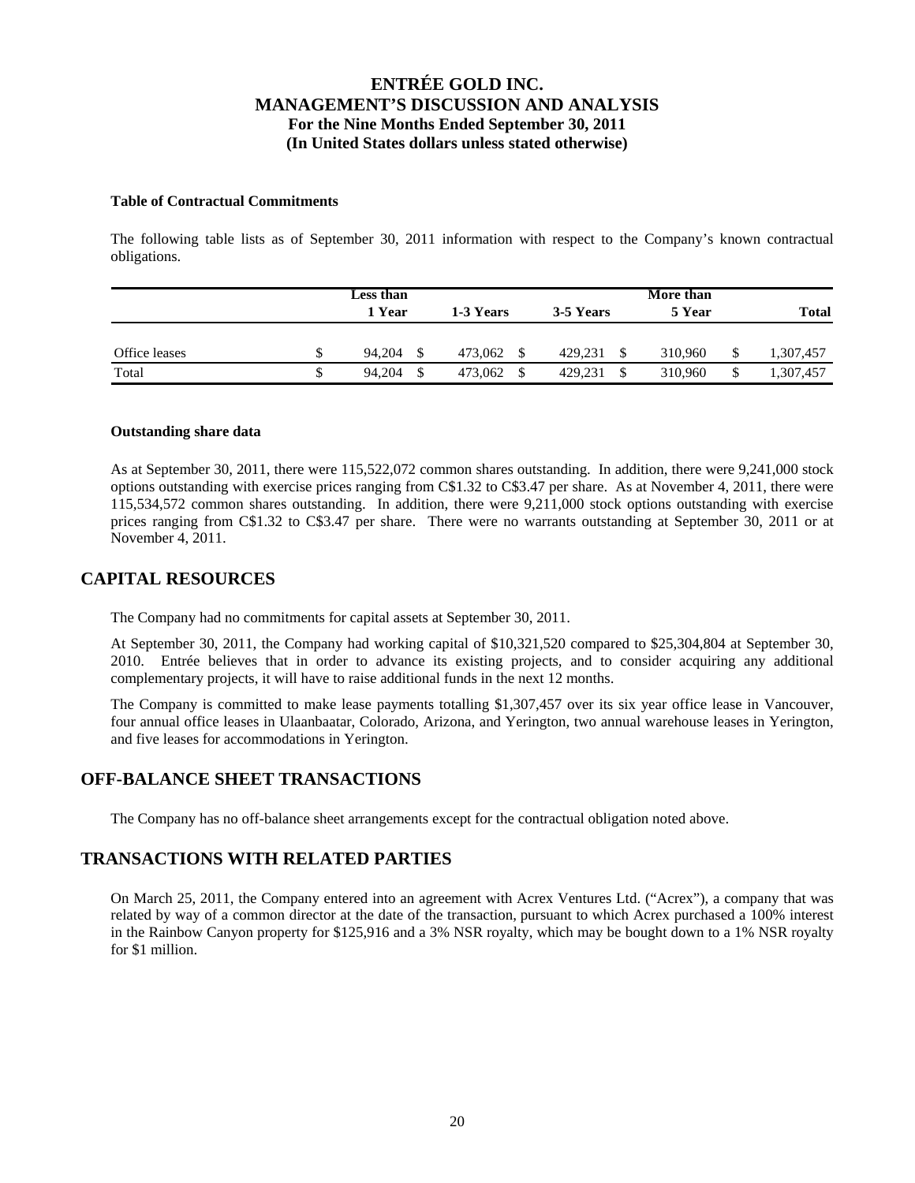#### Table of Contractual Commitments

The following table lists as of September 30, 2011 information with respect to the Company's known contractual obligations.

| | Less than 1 Year | 1-3 Years | 3-5 Years | More than 5 Year | Total |
|---|---|---|---|---|---|
| Office leases | $ 94,204 | $ 473,062 | $ 429,231 | $ 310,960 | $ 1,307,457 |
| Total | $ 94,204 | $ 473,062 | $ 429,231 | $ 310,960 | $ 1,307,457 |

#### Outstanding share data

As at September 30, 2011, there were 115,522,072 common shares outstanding. In addition, there were 9,241,000 stock options outstanding with exercise prices ranging from C$1.32 to C$3.47 per share. As at November 4, 2011, there were 115,534,572 common shares outstanding. In addition, there were 9,211,000 stock options outstanding with exercise prices ranging from C$1.32 to C$3.47 per share. There were no warrants outstanding at September 30, 2011 or at November 4, 2011.

## CAPITAL RESOURCES

The Company had no commitments for capital assets at September 30, 2011.

At September 30, 2011, the Company had working capital of $10,321,520 compared to $25,304,804 at September 30, 2010. Entrée believes that in order to advance its existing projects, and to consider acquiring any additional complementary projects, it will have to raise additional funds in the next 12 months.

The Company is committed to make lease payments totalling $1,307,457 over its six year office lease in Vancouver, four annual office leases in Ulaanbaatar, Colorado, Arizona, and Yerington, two annual warehouse leases in Yerington, and five leases for accommodations in Yerington.

## OFF-BALANCE SHEET TRANSACTIONS

The Company has no off-balance sheet arrangements except for the contractual obligation noted above.

## TRANSACTIONS WITH RELATED PARTIES

On March 25, 2011, the Company entered into an agreement with Acrex Ventures Ltd. ("Acrex"), a company that was related by way of a common director at the date of the transaction, pursuant to which Acrex purchased a 100% interest in the Rainbow Canyon property for $125,916 and a 3% NSR royalty, which may be bought down to a 1% NSR royalty for $1 million.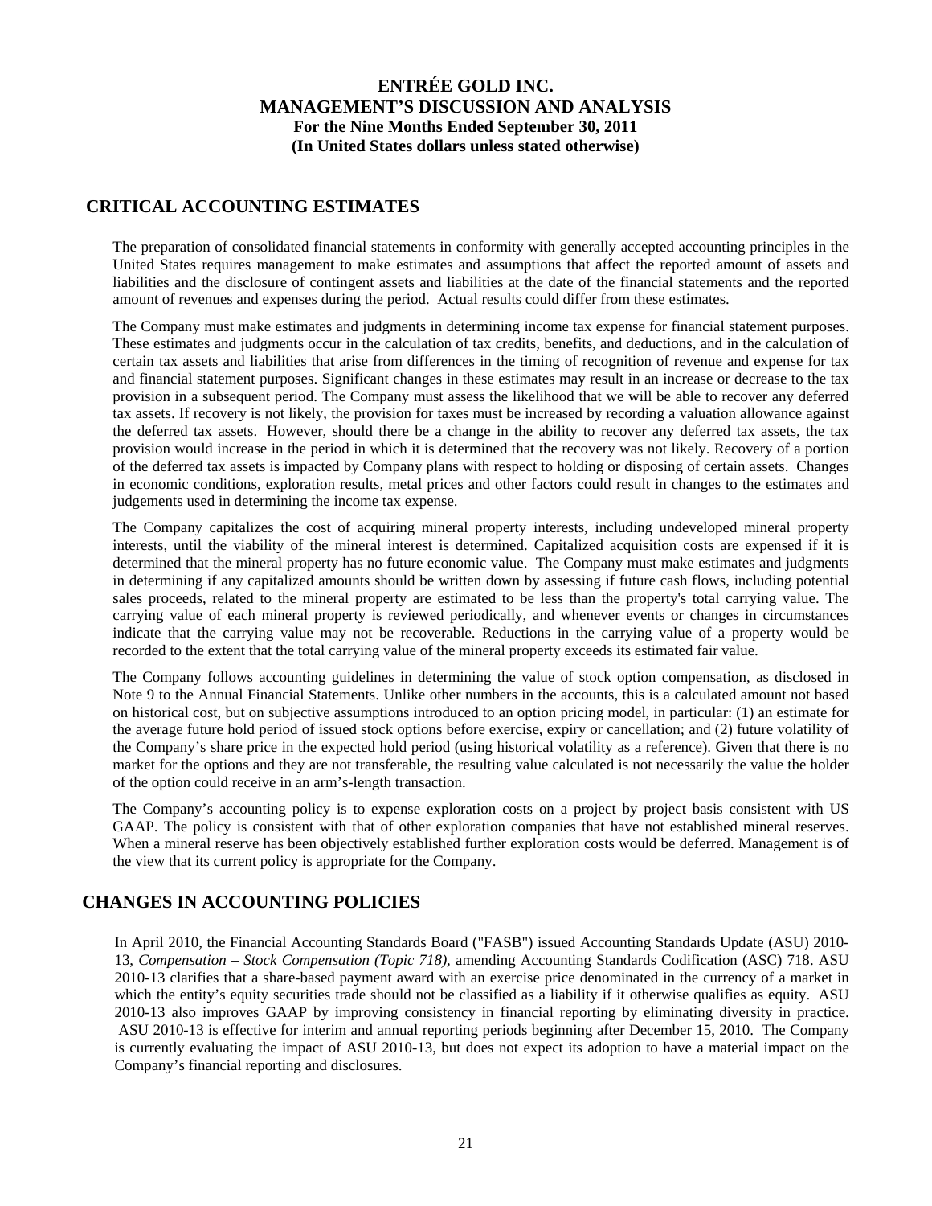## CRITICAL ACCOUNTING ESTIMATES

The preparation of consolidated financial statements in conformity with generally accepted accounting principles in the United States requires management to make estimates and assumptions that affect the reported amount of assets and liabilities and the disclosure of contingent assets and liabilities at the date of the financial statements and the reported amount of revenues and expenses during the period. Actual results could differ from these estimates.

The Company must make estimates and judgments in determining income tax expense for financial statement purposes. These estimates and judgments occur in the calculation of tax credits, benefits, and deductions, and in the calculation of certain tax assets and liabilities that arise from differences in the timing of recognition of revenue and expense for tax and financial statement purposes. Significant changes in these estimates may result in an increase or decrease to the tax provision in a subsequent period. The Company must assess the likelihood that we will be able to recover any deferred tax assets. If recovery is not likely, the provision for taxes must be increased by recording a valuation allowance against the deferred tax assets. However, should there be a change in the ability to recover any deferred tax assets, the tax provision would increase in the period in which it is determined that the recovery was not likely. Recovery of a portion of the deferred tax assets is impacted by Company plans with respect to holding or disposing of certain assets. Changes in economic conditions, exploration results, metal prices and other factors could result in changes to the estimates and judgements used in determining the income tax expense.

The Company capitalizes the cost of acquiring mineral property interests, including undeveloped mineral property interests, until the viability of the mineral interest is determined. Capitalized acquisition costs are expensed if it is determined that the mineral property has no future economic value. The Company must make estimates and judgments in determining if any capitalized amounts should be written down by assessing if future cash flows, including potential sales proceeds, related to the mineral property are estimated to be less than the property's total carrying value. The carrying value of each mineral property is reviewed periodically, and whenever events or changes in circumstances indicate that the carrying value may not be recoverable. Reductions in the carrying value of a property would be recorded to the extent that the total carrying value of the mineral property exceeds its estimated fair value.

The Company follows accounting guidelines in determining the value of stock option compensation, as disclosed in Note 9 to the Annual Financial Statements. Unlike other numbers in the accounts, this is a calculated amount not based on historical cost, but on subjective assumptions introduced to an option pricing model, in particular: (1) an estimate for the average future hold period of issued stock options before exercise, expiry or cancellation; and (2) future volatility of the Company's share price in the expected hold period (using historical volatility as a reference). Given that there is no market for the options and they are not transferable, the resulting value calculated is not necessarily the value the holder of the option could receive in an arm's-length transaction.

The Company's accounting policy is to expense exploration costs on a project by project basis consistent with US GAAP. The policy is consistent with that of other exploration companies that have not established mineral reserves. When a mineral reserve has been objectively established further exploration costs would be deferred. Management is of the view that its current policy is appropriate for the Company.

## CHANGES IN ACCOUNTING POLICIES

In April 2010, the Financial Accounting Standards Board ("FASB") issued Accounting Standards Update (ASU) 2010-13, *Compensation – Stock Compensation (Topic 718),* amending Accounting Standards Codification (ASC) 718. ASU 2010-13 clarifies that a share-based payment award with an exercise price denominated in the currency of a market in which the entity's equity securities trade should not be classified as a liability if it otherwise qualifies as equity. ASU 2010-13 also improves GAAP by improving consistency in financial reporting by eliminating diversity in practice. ASU 2010-13 is effective for interim and annual reporting periods beginning after December 15, 2010. The Company is currently evaluating the impact of ASU 2010-13, but does not expect its adoption to have a material impact on the Company's financial reporting and disclosures.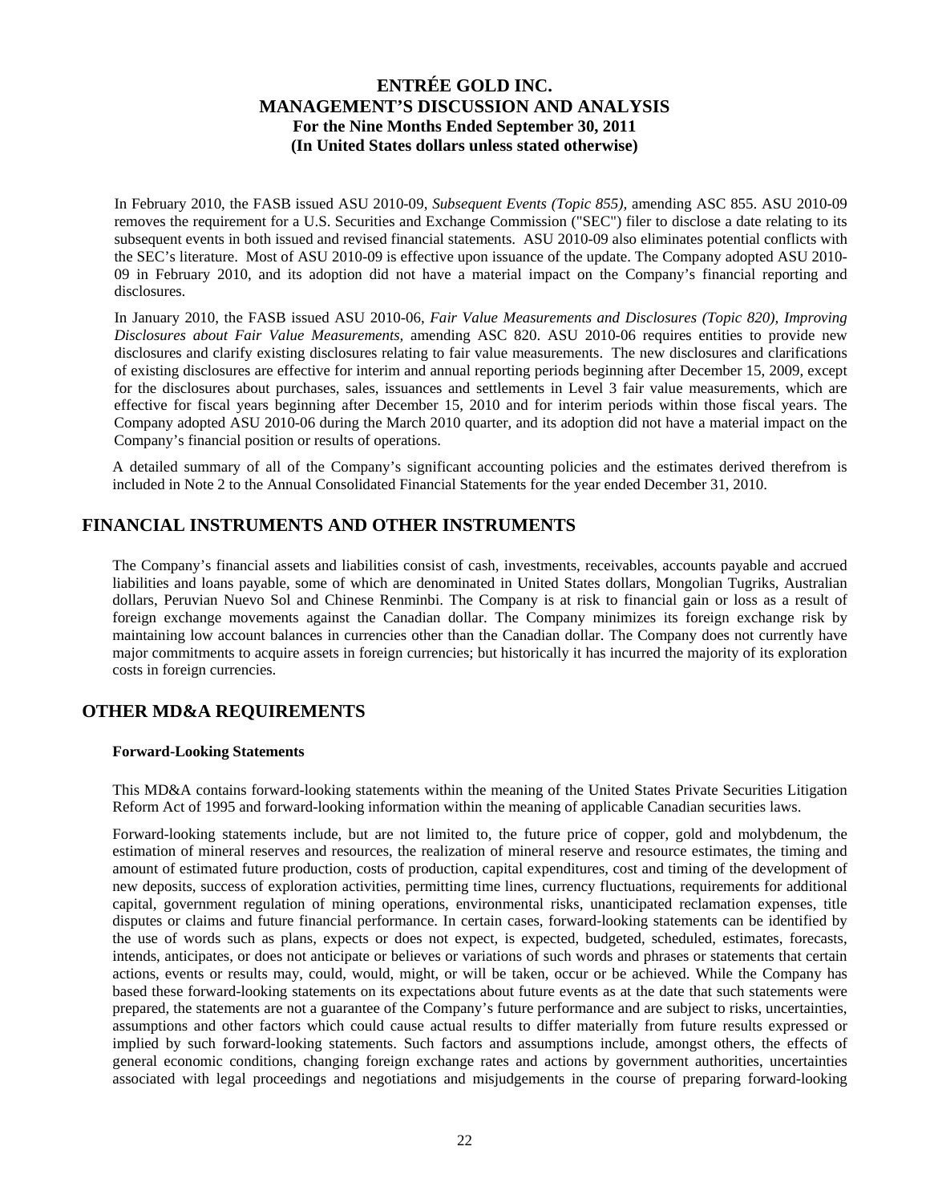In February 2010, the FASB issued ASU 2010-09, *Subsequent Events (Topic 855),* amending ASC 855. ASU 2010-09 removes the requirement for a U.S. Securities and Exchange Commission ("SEC") filer to disclose a date relating to its subsequent events in both issued and revised financial statements. ASU 2010-09 also eliminates potential conflicts with the SEC's literature. Most of ASU 2010-09 is effective upon issuance of the update. The Company adopted ASU 2010-09 in February 2010, and its adoption did not have a material impact on the Company's financial reporting and disclosures.

In January 2010, the FASB issued ASU 2010-06, *Fair Value Measurements and Disclosures (Topic 820), Improving Disclosures about Fair Value Measurements*, amending ASC 820. ASU 2010-06 requires entities to provide new disclosures and clarify existing disclosures relating to fair value measurements. The new disclosures and clarifications of existing disclosures are effective for interim and annual reporting periods beginning after December 15, 2009, except for the disclosures about purchases, sales, issuances and settlements in Level 3 fair value measurements, which are effective for fiscal years beginning after December 15, 2010 and for interim periods within those fiscal years. The Company adopted ASU 2010-06 during the March 2010 quarter, and its adoption did not have a material impact on the Company's financial position or results of operations.

A detailed summary of all of the Company's significant accounting policies and the estimates derived therefrom is included in Note 2 to the Annual Consolidated Financial Statements for the year ended December 31, 2010.

## FINANCIAL INSTRUMENTS AND OTHER INSTRUMENTS

The Company's financial assets and liabilities consist of cash, investments, receivables, accounts payable and accrued liabilities and loans payable, some of which are denominated in United States dollars, Mongolian Tugriks, Australian dollars, Peruvian Nuevo Sol and Chinese Renminbi. The Company is at risk to financial gain or loss as a result of foreign exchange movements against the Canadian dollar. The Company minimizes its foreign exchange risk by maintaining low account balances in currencies other than the Canadian dollar. The Company does not currently have major commitments to acquire assets in foreign currencies; but historically it has incurred the majority of its exploration costs in foreign currencies.

## OTHER MD&A REQUIREMENTS

### Forward-Looking Statements

This MD&A contains forward-looking statements within the meaning of the United States Private Securities Litigation Reform Act of 1995 and forward-looking information within the meaning of applicable Canadian securities laws.

Forward-looking statements include, but are not limited to, the future price of copper, gold and molybdenum, the estimation of mineral reserves and resources, the realization of mineral reserve and resource estimates, the timing and amount of estimated future production, costs of production, capital expenditures, cost and timing of the development of new deposits, success of exploration activities, permitting time lines, currency fluctuations, requirements for additional capital, government regulation of mining operations, environmental risks, unanticipated reclamation expenses, title disputes or claims and future financial performance. In certain cases, forward-looking statements can be identified by the use of words such as plans, expects or does not expect, is expected, budgeted, scheduled, estimates, forecasts, intends, anticipates, or does not anticipate or believes or variations of such words and phrases or statements that certain actions, events or results may, could, would, might, or will be taken, occur or be achieved. While the Company has based these forward-looking statements on its expectations about future events as at the date that such statements were prepared, the statements are not a guarantee of the Company's future performance and are subject to risks, uncertainties, assumptions and other factors which could cause actual results to differ materially from future results expressed or implied by such forward-looking statements. Such factors and assumptions include, amongst others, the effects of general economic conditions, changing foreign exchange rates and actions by government authorities, uncertainties associated with legal proceedings and negotiations and misjudgements in the course of preparing forward-looking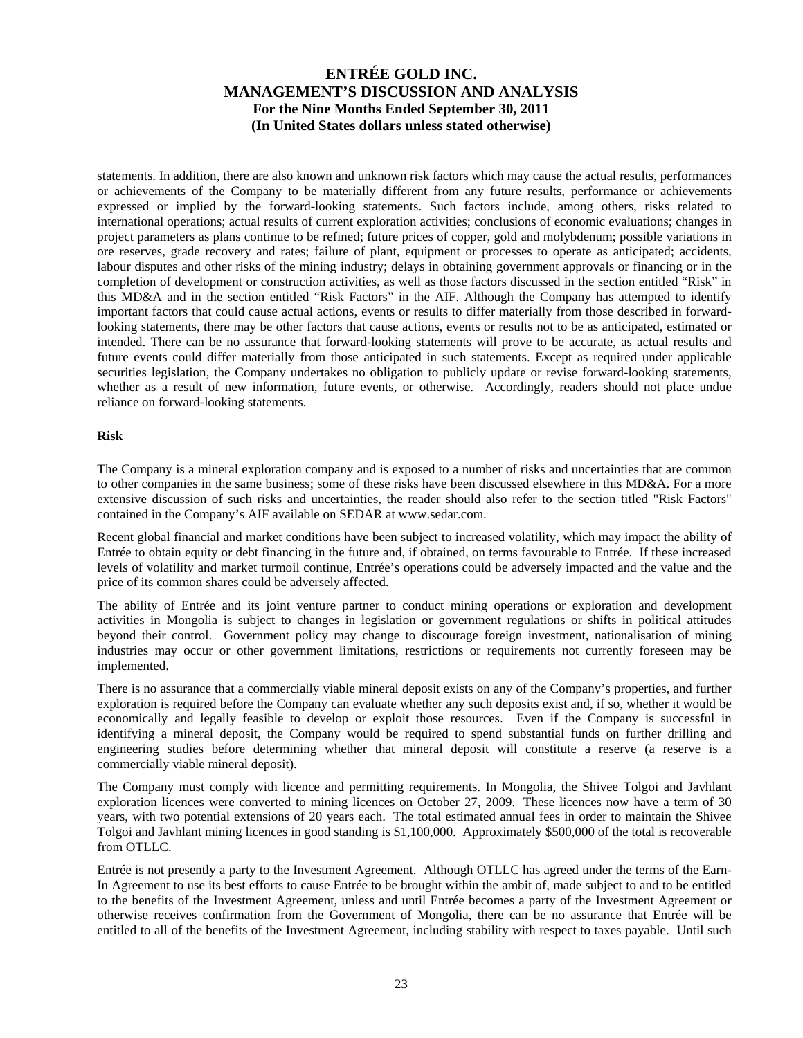statements. In addition, there are also known and unknown risk factors which may cause the actual results, performances or achievements of the Company to be materially different from any future results, performance or achievements expressed or implied by the forward-looking statements. Such factors include, among others, risks related to international operations; actual results of current exploration activities; conclusions of economic evaluations; changes in project parameters as plans continue to be refined; future prices of copper, gold and molybdenum; possible variations in ore reserves, grade recovery and rates; failure of plant, equipment or processes to operate as anticipated; accidents, labour disputes and other risks of the mining industry; delays in obtaining government approvals or financing or in the completion of development or construction activities, as well as those factors discussed in the section entitled "Risk" in this MD&A and in the section entitled "Risk Factors" in the AIF. Although the Company has attempted to identify important factors that could cause actual actions, events or results to differ materially from those described in forward-looking statements, there may be other factors that cause actions, events or results not to be as anticipated, estimated or intended. There can be no assurance that forward-looking statements will prove to be accurate, as actual results and future events could differ materially from those anticipated in such statements. Except as required under applicable securities legislation, the Company undertakes no obligation to publicly update or revise forward-looking statements, whether as a result of new information, future events, or otherwise. Accordingly, readers should not place undue reliance on forward-looking statements.

**Risk**

The Company is a mineral exploration company and is exposed to a number of risks and uncertainties that are common to other companies in the same business; some of these risks have been discussed elsewhere in this MD&A. For a more extensive discussion of such risks and uncertainties, the reader should also refer to the section titled "Risk Factors" contained in the Company's AIF available on SEDAR at www.sedar.com.

Recent global financial and market conditions have been subject to increased volatility, which may impact the ability of Entrée to obtain equity or debt financing in the future and, if obtained, on terms favourable to Entrée. If these increased levels of volatility and market turmoil continue, Entrée's operations could be adversely impacted and the value and the price of its common shares could be adversely affected.

The ability of Entrée and its joint venture partner to conduct mining operations or exploration and development activities in Mongolia is subject to changes in legislation or government regulations or shifts in political attitudes beyond their control. Government policy may change to discourage foreign investment, nationalisation of mining industries may occur or other government limitations, restrictions or requirements not currently foreseen may be implemented.

There is no assurance that a commercially viable mineral deposit exists on any of the Company's properties, and further exploration is required before the Company can evaluate whether any such deposits exist and, if so, whether it would be economically and legally feasible to develop or exploit those resources. Even if the Company is successful in identifying a mineral deposit, the Company would be required to spend substantial funds on further drilling and engineering studies before determining whether that mineral deposit will constitute a reserve (a reserve is a commercially viable mineral deposit).

The Company must comply with licence and permitting requirements. In Mongolia, the Shivee Tolgoi and Javhlant exploration licences were converted to mining licences on October 27, 2009. These licences now have a term of 30 years, with two potential extensions of 20 years each. The total estimated annual fees in order to maintain the Shivee Tolgoi and Javhlant mining licences in good standing is $1,100,000. Approximately $500,000 of the total is recoverable from OTLLC.

Entrée is not presently a party to the Investment Agreement. Although OTLLC has agreed under the terms of the Earn-In Agreement to use its best efforts to cause Entrée to be brought within the ambit of, made subject to and to be entitled to the benefits of the Investment Agreement, unless and until Entrée becomes a party of the Investment Agreement or otherwise receives confirmation from the Government of Mongolia, there can be no assurance that Entrée will be entitled to all of the benefits of the Investment Agreement, including stability with respect to taxes payable. Until such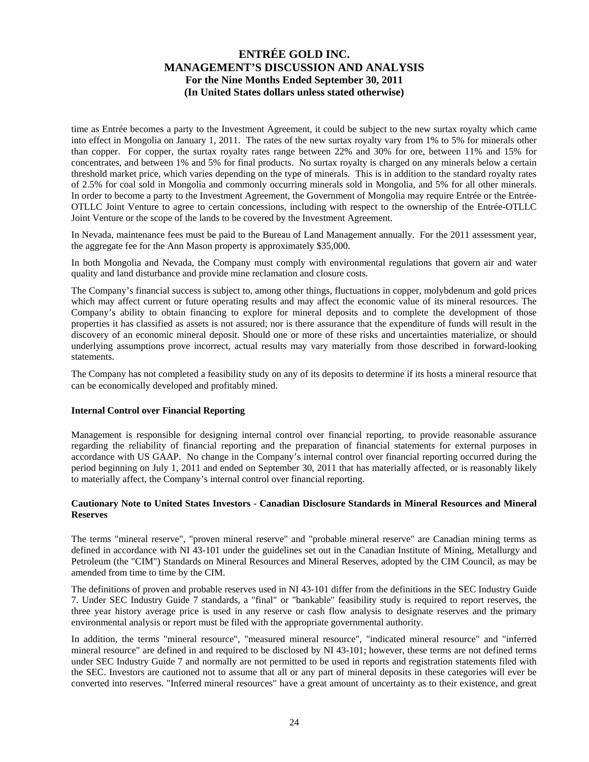time as Entrée becomes a party to the Investment Agreement, it could be subject to the new surtax royalty which came into effect in Mongolia on January 1, 2011. The rates of the new surtax royalty vary from 1% to 5% for minerals other than copper. For copper, the surtax royalty rates range between 22% and 30% for ore, between 11% and 15% for concentrates, and between 1% and 5% for final products. No surtax royalty is charged on any minerals below a certain threshold market price, which varies depending on the type of minerals. This is in addition to the standard royalty rates of 2.5% for coal sold in Mongolia and commonly occurring minerals sold in Mongolia, and 5% for all other minerals. In order to become a party to the Investment Agreement, the Government of Mongolia may require Entrée or the Entrée-OTLLC Joint Venture to agree to certain concessions, including with respect to the ownership of the Entrée-OTLLC Joint Venture or the scope of the lands to be covered by the Investment Agreement.

In Nevada, maintenance fees must be paid to the Bureau of Land Management annually. For the 2011 assessment year, the aggregate fee for the Ann Mason property is approximately $35,000.

In both Mongolia and Nevada, the Company must comply with environmental regulations that govern air and water quality and land disturbance and provide mine reclamation and closure costs.

The Company's financial success is subject to, among other things, fluctuations in copper, molybdenum and gold prices which may affect current or future operating results and may affect the economic value of its mineral resources. The Company's ability to obtain financing to explore for mineral deposits and to complete the development of those properties it has classified as assets is not assured; nor is there assurance that the expenditure of funds will result in the discovery of an economic mineral deposit. Should one or more of these risks and uncertainties materialize, or should underlying assumptions prove incorrect, actual results may vary materially from those described in forward-looking statements.

The Company has not completed a feasibility study on any of its deposits to determine if its hosts a mineral resource that can be economically developed and profitably mined.

**Internal Control over Financial Reporting**

Management is responsible for designing internal control over financial reporting, to provide reasonable assurance regarding the reliability of financial reporting and the preparation of financial statements for external purposes in accordance with US GAAP. No change in the Company's internal control over financial reporting occurred during the period beginning on July 1, 2011 and ended on September 30, 2011 that has materially affected, or is reasonably likely to materially affect, the Company's internal control over financial reporting.

**Cautionary Note to United States Investors - Canadian Disclosure Standards in Mineral Resources and Mineral Reserves**

The terms "mineral reserve", "proven mineral reserve" and "probable mineral reserve" are Canadian mining terms as defined in accordance with NI 43-101 under the guidelines set out in the Canadian Institute of Mining, Metallurgy and Petroleum (the "CIM") Standards on Mineral Resources and Mineral Reserves, adopted by the CIM Council, as may be amended from time to time by the CIM.

The definitions of proven and probable reserves used in NI 43-101 differ from the definitions in the SEC Industry Guide 7. Under SEC Industry Guide 7 standards, a "final" or "bankable" feasibility study is required to report reserves, the three year history average price is used in any reserve or cash flow analysis to designate reserves and the primary environmental analysis or report must be filed with the appropriate governmental authority.

In addition, the terms "mineral resource", "measured mineral resource", "indicated mineral resource" and "inferred mineral resource" are defined in and required to be disclosed by NI 43-101; however, these terms are not defined terms under SEC Industry Guide 7 and normally are not permitted to be used in reports and registration statements filed with the SEC. Investors are cautioned not to assume that all or any part of mineral deposits in these categories will ever be converted into reserves. "Inferred mineral resources" have a great amount of uncertainty as to their existence, and great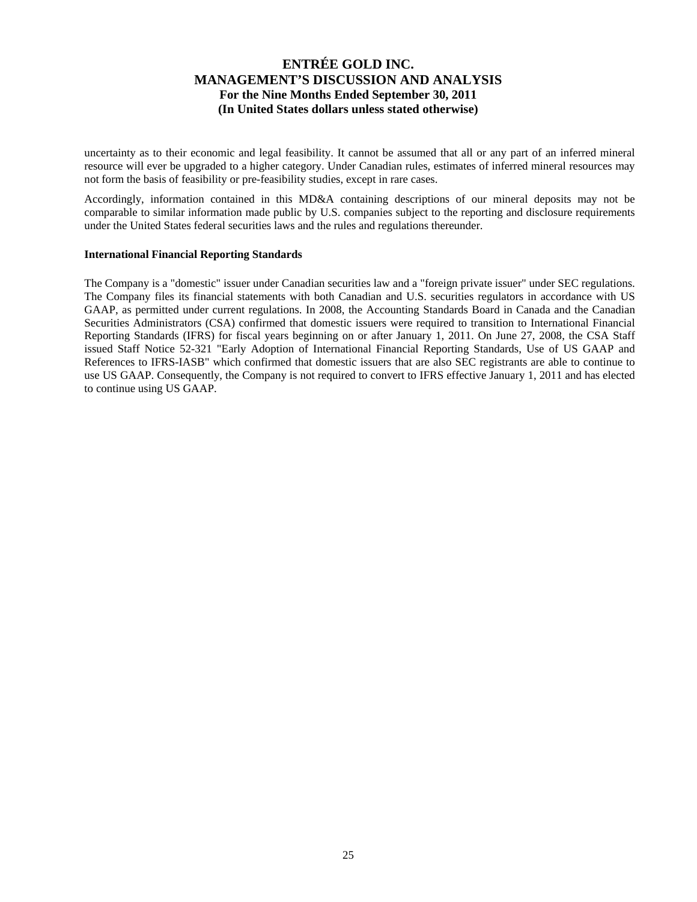uncertainty as to their economic and legal feasibility. It cannot be assumed that all or any part of an inferred mineral resource will ever be upgraded to a higher category. Under Canadian rules, estimates of inferred mineral resources may not form the basis of feasibility or pre-feasibility studies, except in rare cases.

Accordingly, information contained in this MD&A containing descriptions of our mineral deposits may not be comparable to similar information made public by U.S. companies subject to the reporting and disclosure requirements under the United States federal securities laws and the rules and regulations thereunder.

**International Financial Reporting Standards**

The Company is a "domestic" issuer under Canadian securities law and a "foreign private issuer" under SEC regulations. The Company files its financial statements with both Canadian and U.S. securities regulators in accordance with US GAAP, as permitted under current regulations. In 2008, the Accounting Standards Board in Canada and the Canadian Securities Administrators (CSA) confirmed that domestic issuers were required to transition to International Financial Reporting Standards (IFRS) for fiscal years beginning on or after January 1, 2011. On June 27, 2008, the CSA Staff issued Staff Notice 52-321 "Early Adoption of International Financial Reporting Standards, Use of US GAAP and References to IFRS-IASB" which confirmed that domestic issuers that are also SEC registrants are able to continue to use US GAAP. Consequently, the Company is not required to convert to IFRS effective January 1, 2011 and has elected to continue using US GAAP.